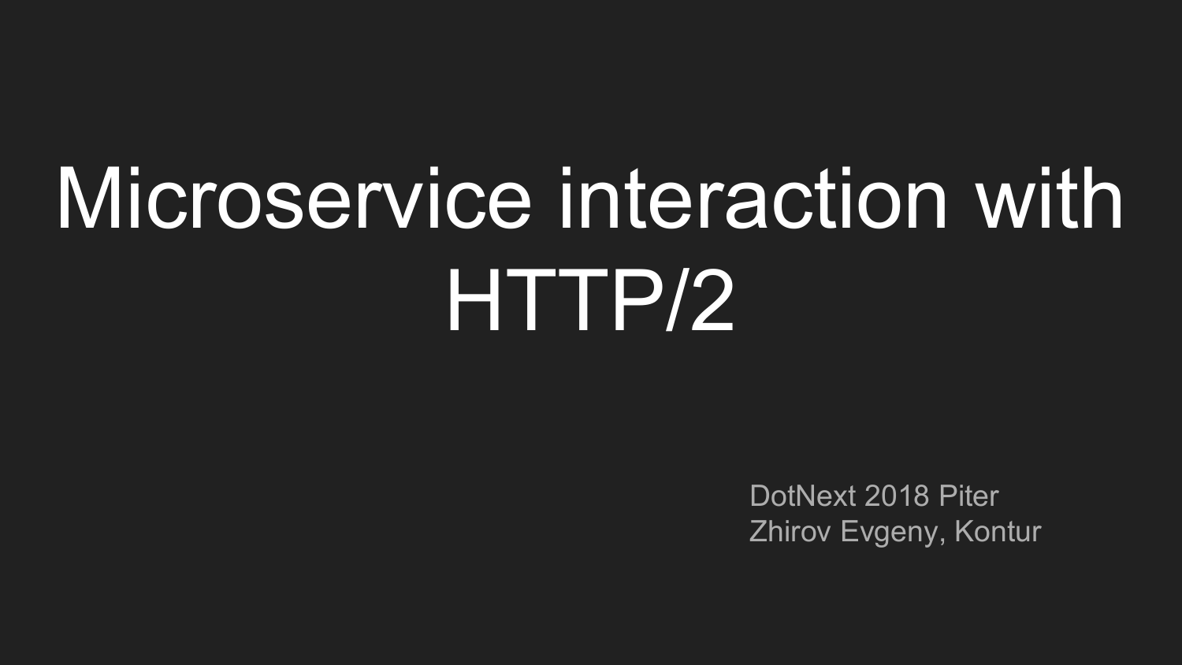# Microservice interaction with HTTP/2

DotNext 2018 Piter
Zhirov Evgeny, Kontur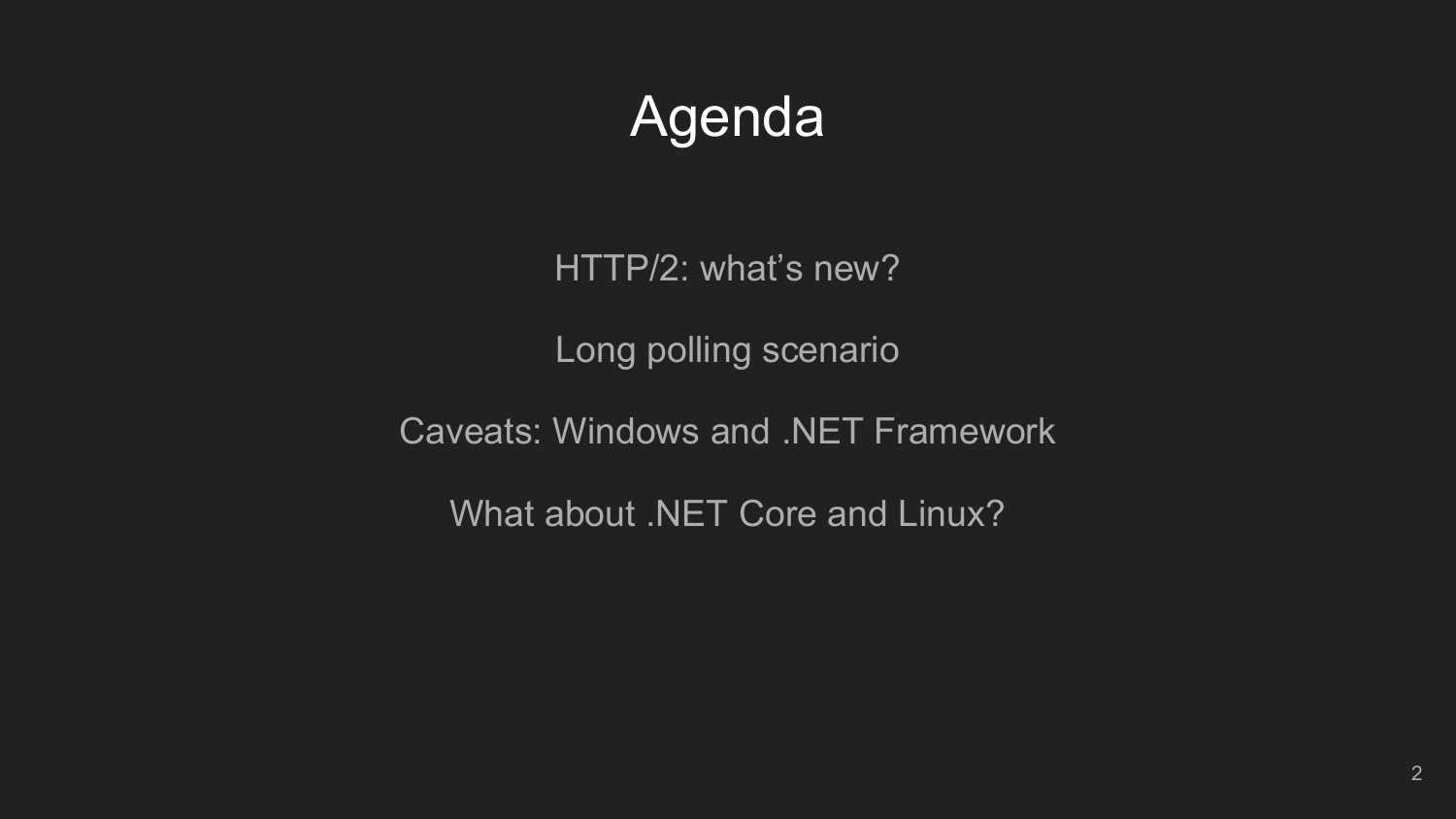# Agenda

HTTP/2: what’s new?

Long polling scenario

Caveats: Windows and .NET Framework

What about .NET Core and Linux?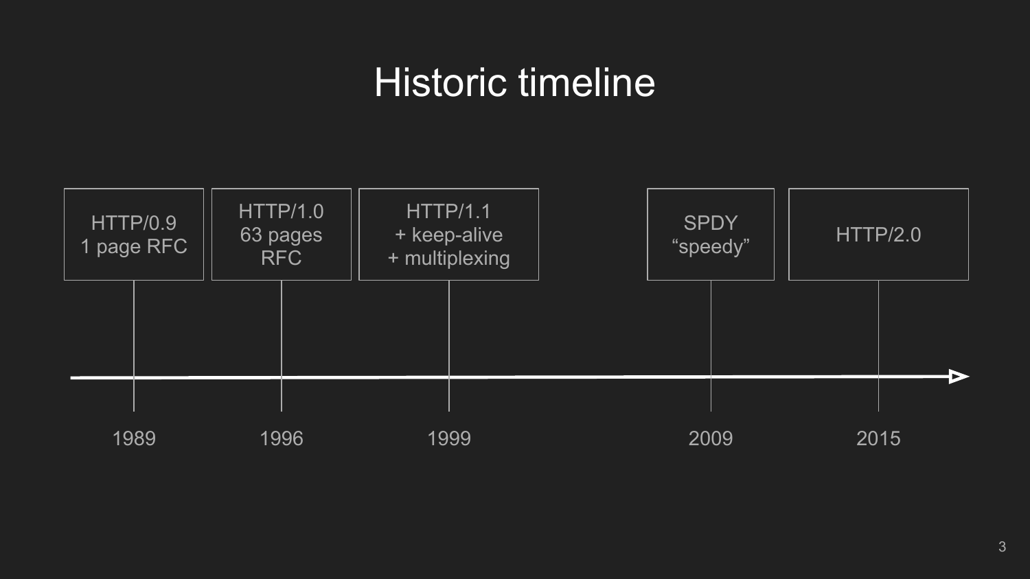# Historic timeline

| Year | Event |
|---|---|
| 1989 | HTTP/0.9 1 page RFC |
| 1996 | HTTP/1.0 63 pages RFC |
| 1999 | HTTP/1.1 + keep-alive + multiplexing |
| 2009 | SPDY “speedy” |
| 2015 | HTTP/2.0 |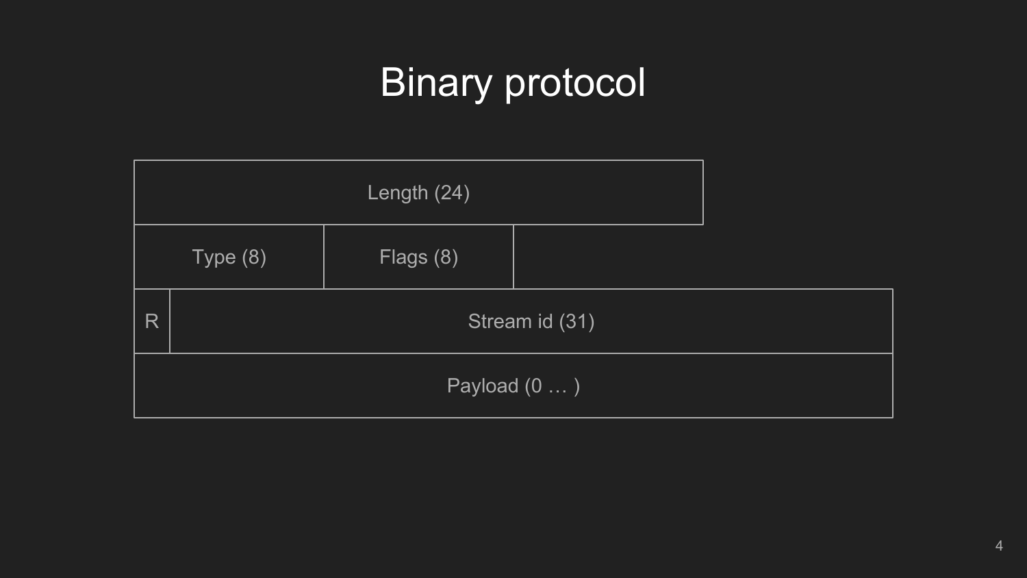# Binary protocol

| Length (24) | | |
| --- | --- | --- |
| Type (8) | Flags (8) | |
| R | Stream id (31) | |
| Payload (0 … ) | | |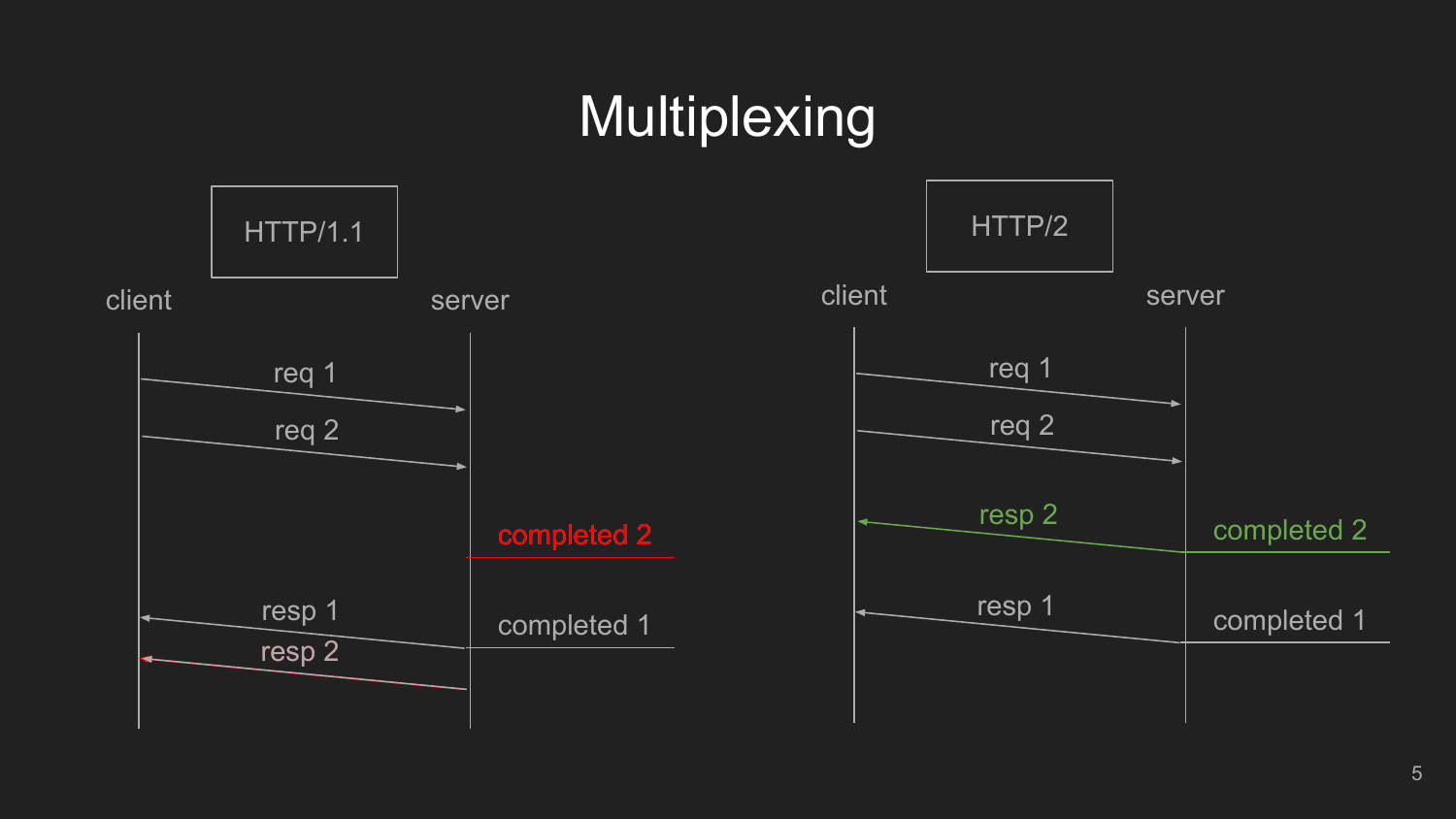# Multiplexing

**HTTP/1.1**

client — server

- req 1
- req 2
- completed 2
- resp 1
- completed 1
- resp 2

**HTTP/2**

client — server

- req 1
- req 2
- resp 2
- completed 2
- resp 1
- completed 1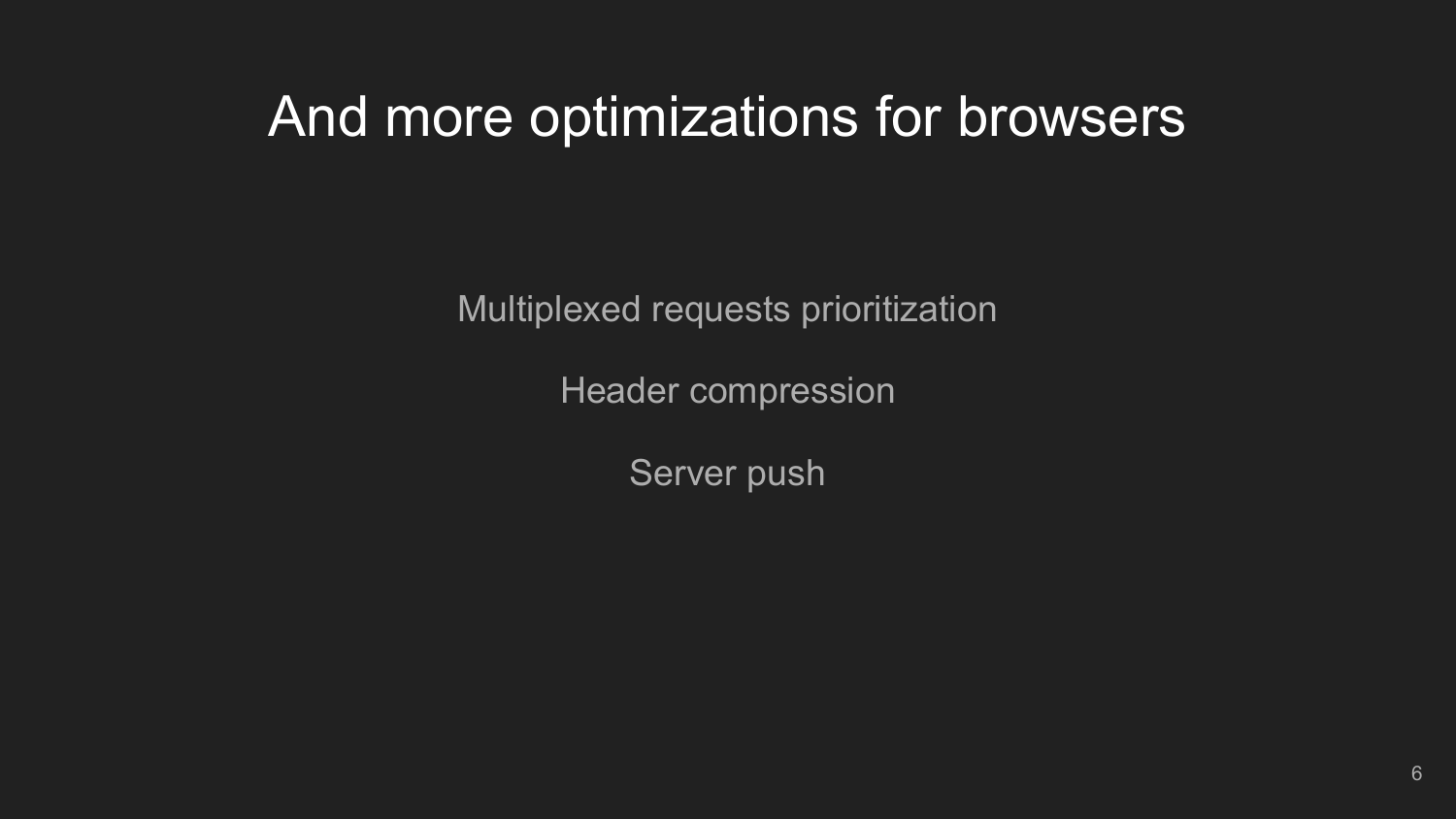# And more optimizations for browsers

Multiplexed requests prioritization

Header compression

Server push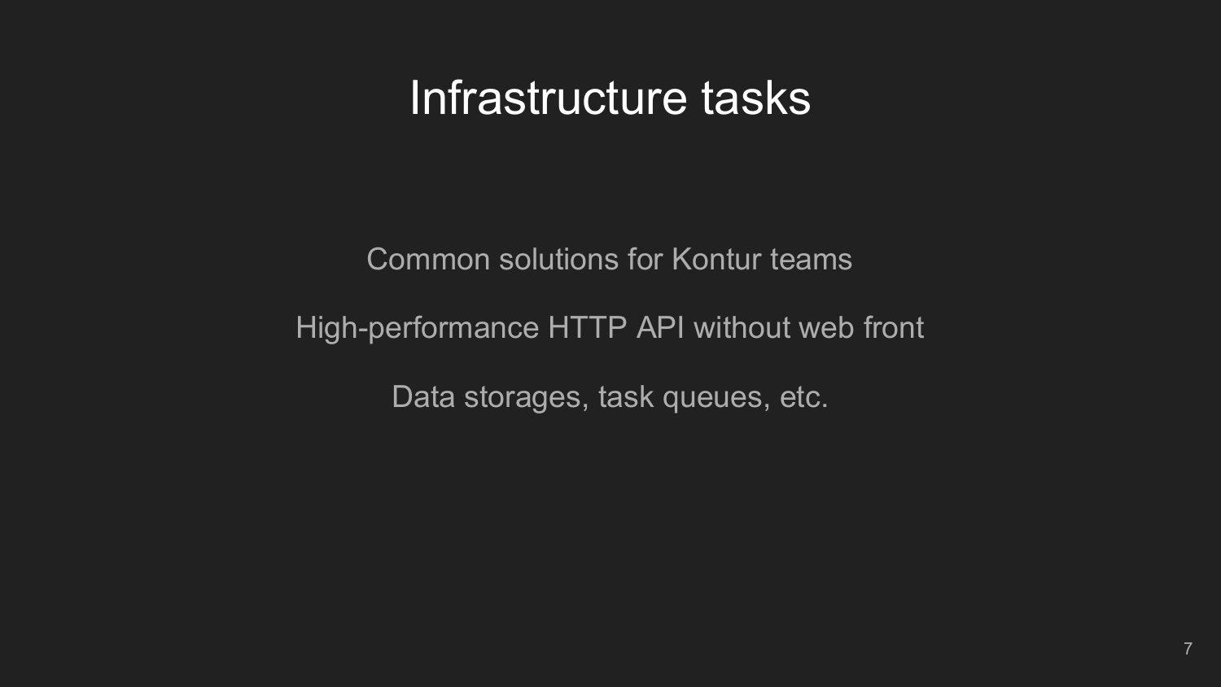# Infrastructure tasks

Common solutions for Kontur teams

High-performance HTTP API without web front

Data storages, task queues, etc.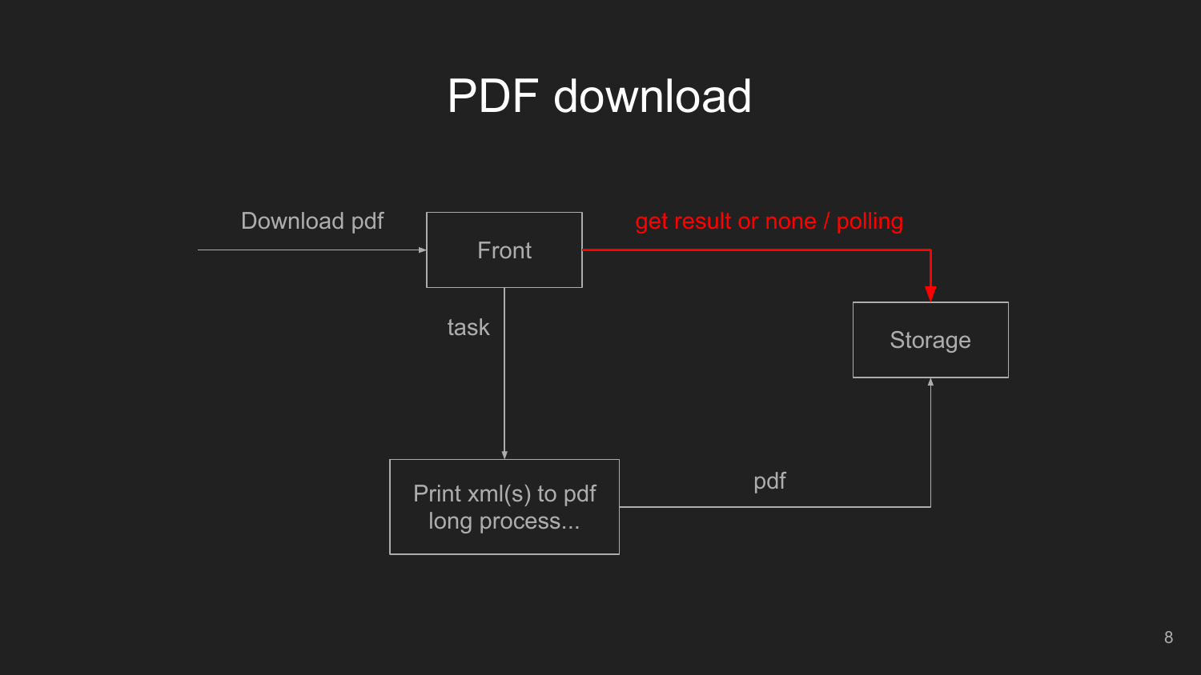# PDF download

Download pdf

Front

get result or none / polling

Storage

task

Print xml(s) to pdf
long process...

pdf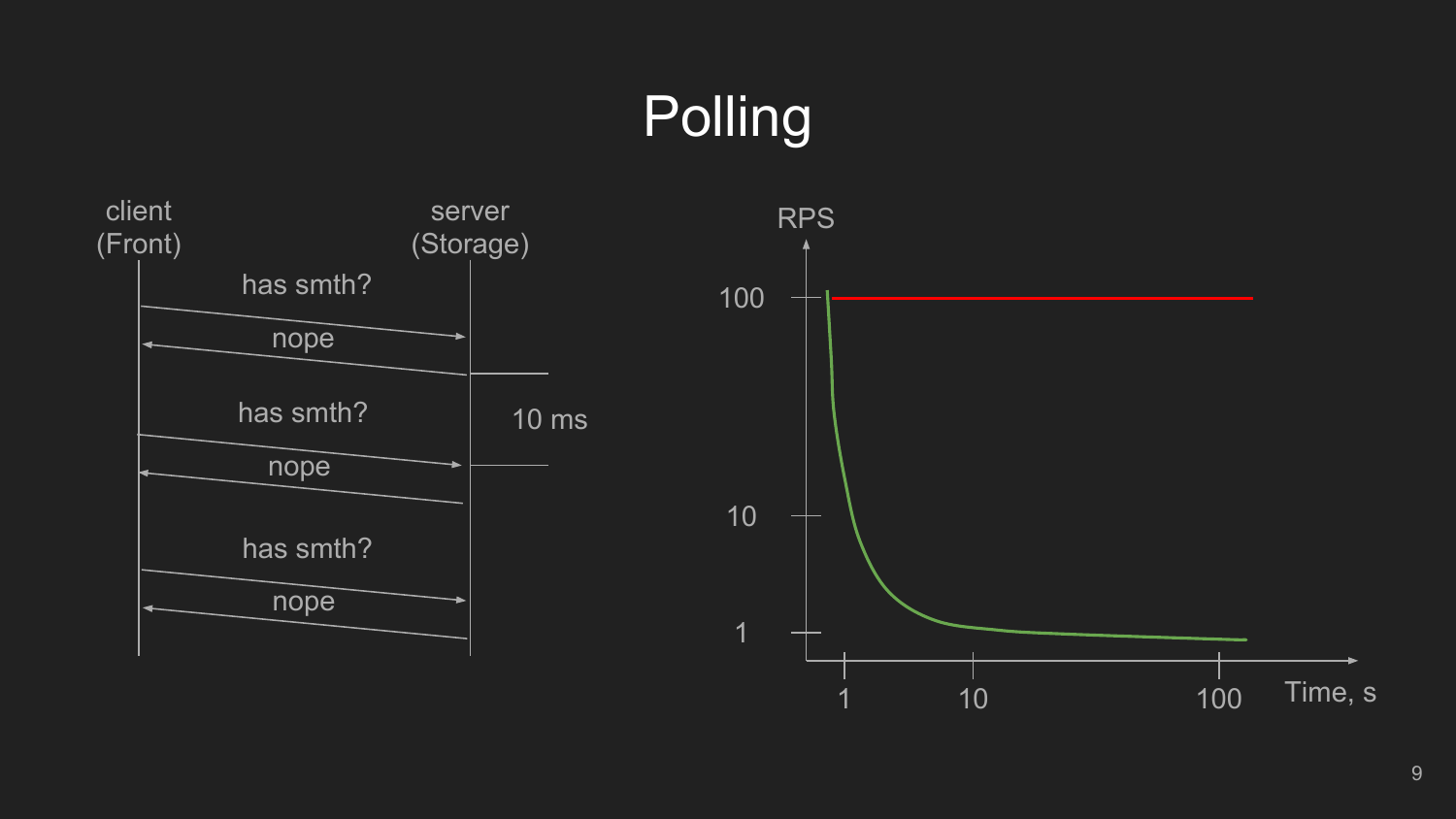# Polling

client (Front)

server (Storage)

has smth?

nope

10 ms

has smth?

nope

has smth?

nope

RPS

100

10

1

1

10

100

Time, s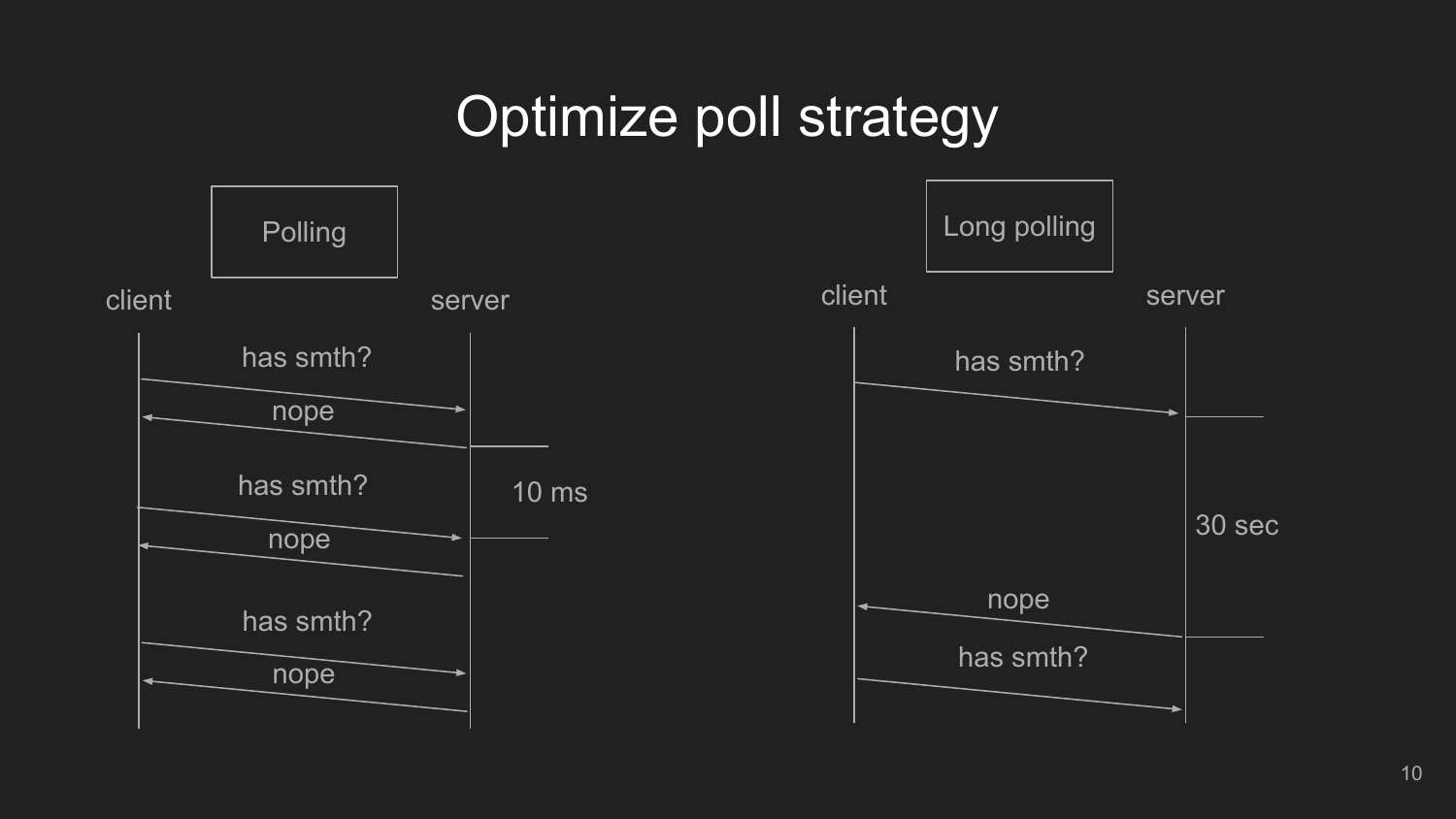# Optimize poll strategy

**Polling**

client — server

- has smth?
- nope
- has smth?
- nope
- has smth?
- nope

10 ms

**Long polling**

client — server

- has smth?
- nope
- has smth?

30 sec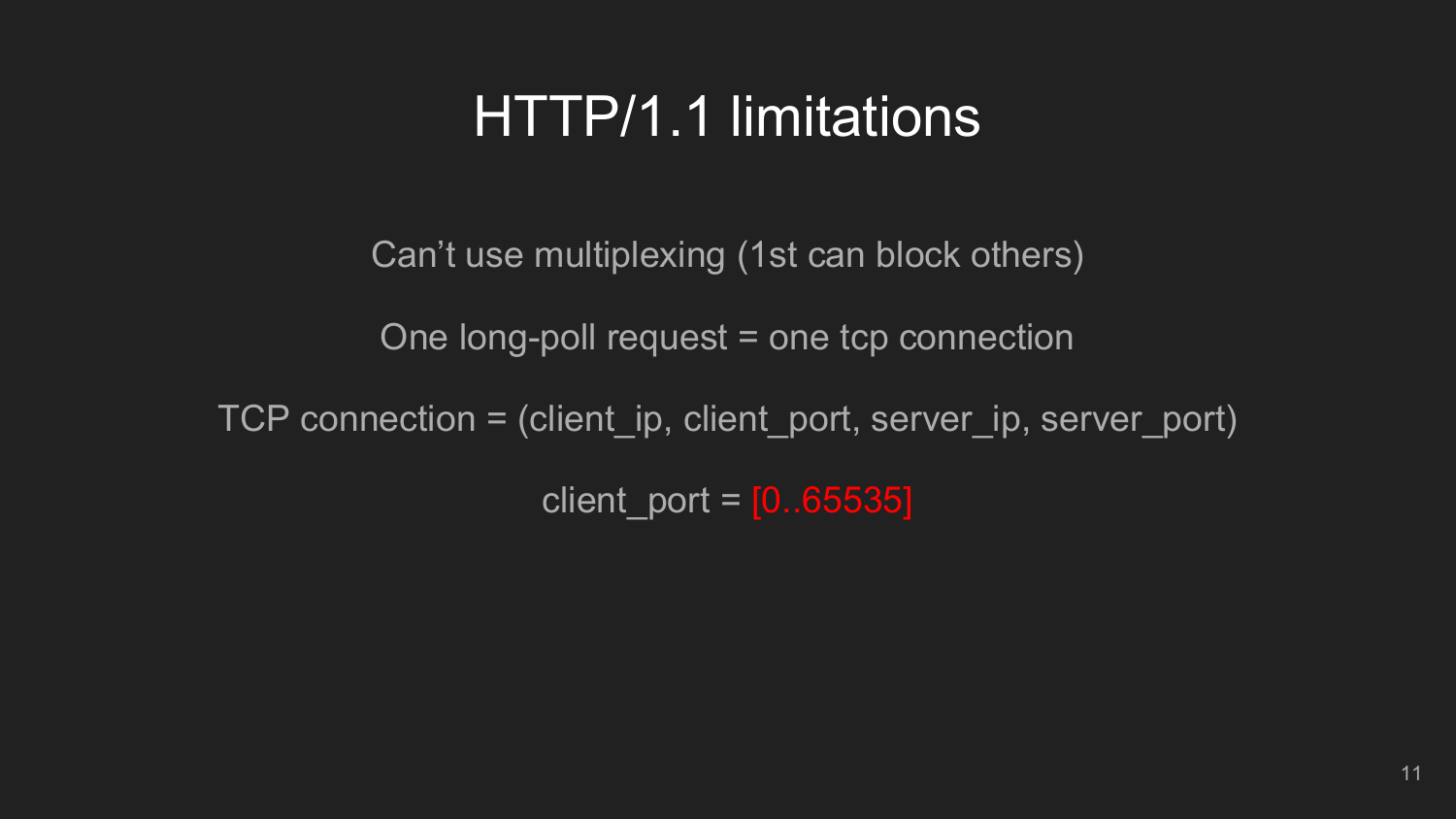# HTTP/1.1 limitations

Can't use multiplexing (1st can block others)

One long-poll request = one tcp connection

TCP connection = (client_ip, client_port, server_ip, server_port)

client_port = [0..65535]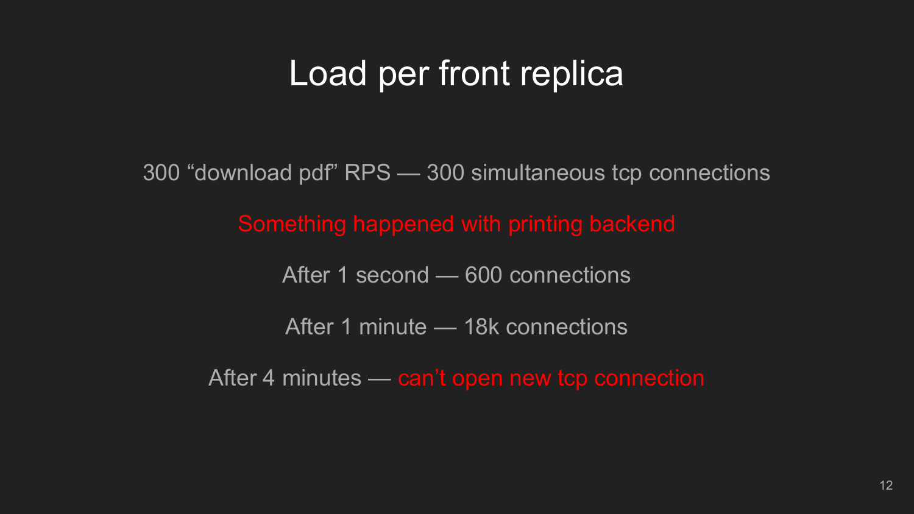# Load per front replica

300 “download pdf” RPS — 300 simultaneous tcp connections

Something happened with printing backend

After 1 second — 600 connections

After 1 minute — 18k connections

After 4 minutes — can’t open new tcp connection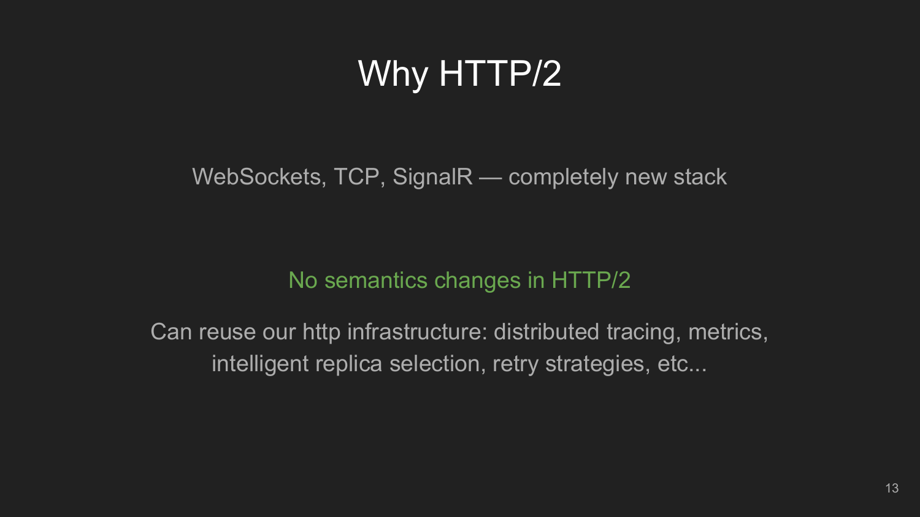# Why HTTP/2

WebSockets, TCP, SignalR — completely new stack

No semantics changes in HTTP/2

Can reuse our http infrastructure: distributed tracing, metrics, intelligent replica selection, retry strategies, etc...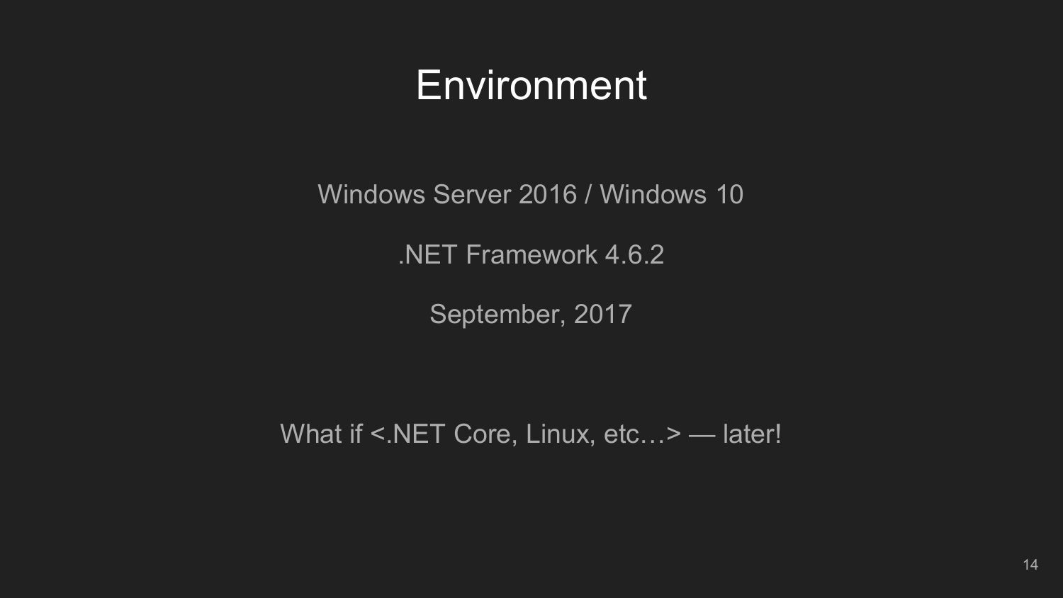# Environment

Windows Server 2016 / Windows 10

.NET Framework 4.6.2

September, 2017

What if <.NET Core, Linux, etc…> — later!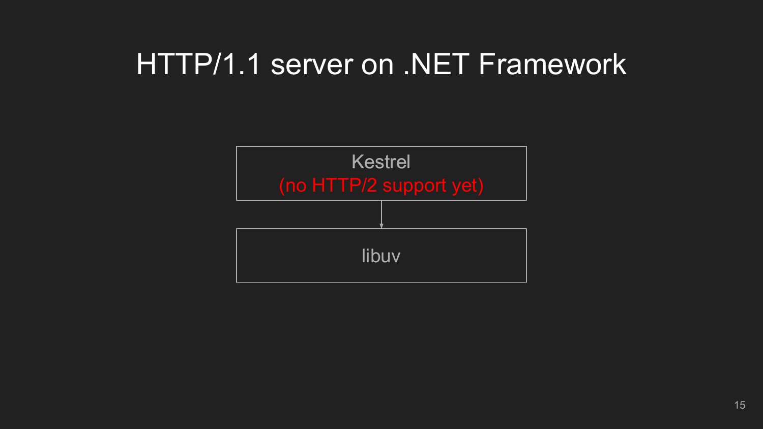# HTTP/1.1 server on .NET Framework

Kestrel
(no HTTP/2 support yet)

↓

libuv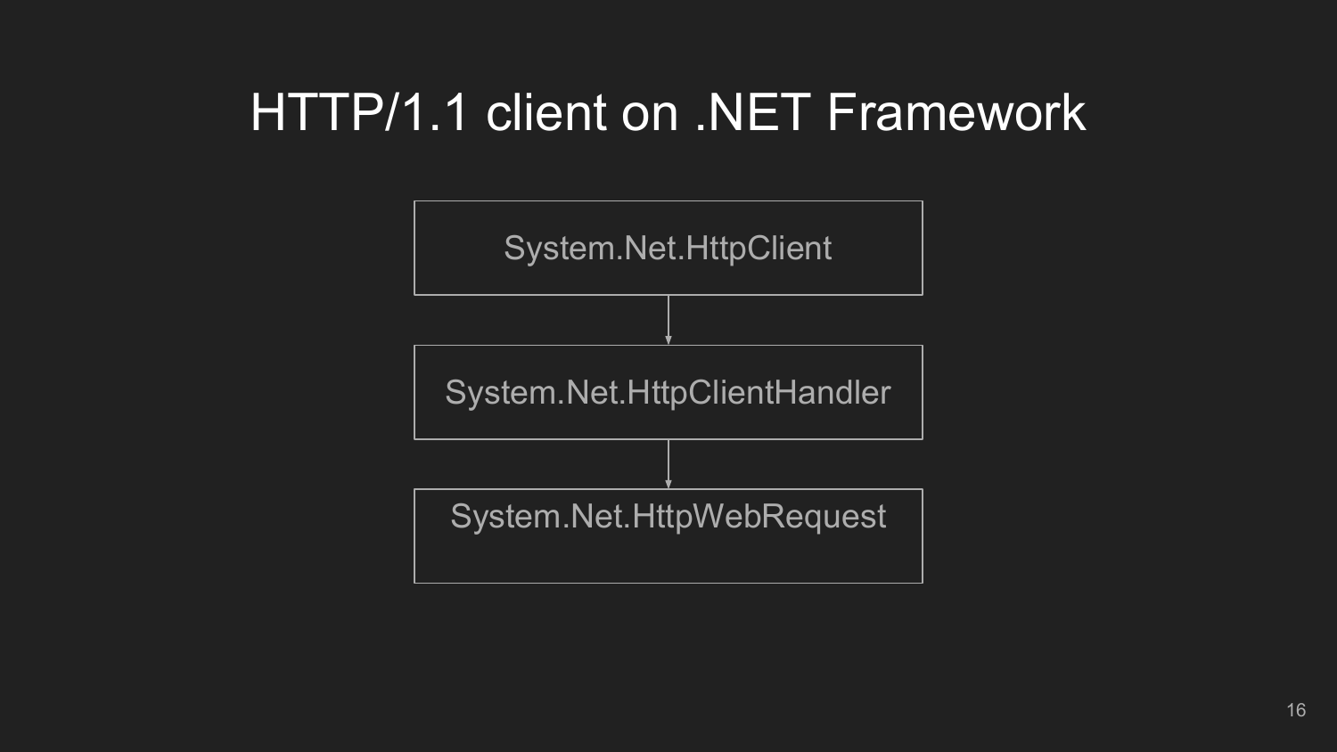# HTTP/1.1 client on .NET Framework

System.Net.HttpClient

↓

System.Net.HttpClientHandler

↓

System.Net.HttpWebRequest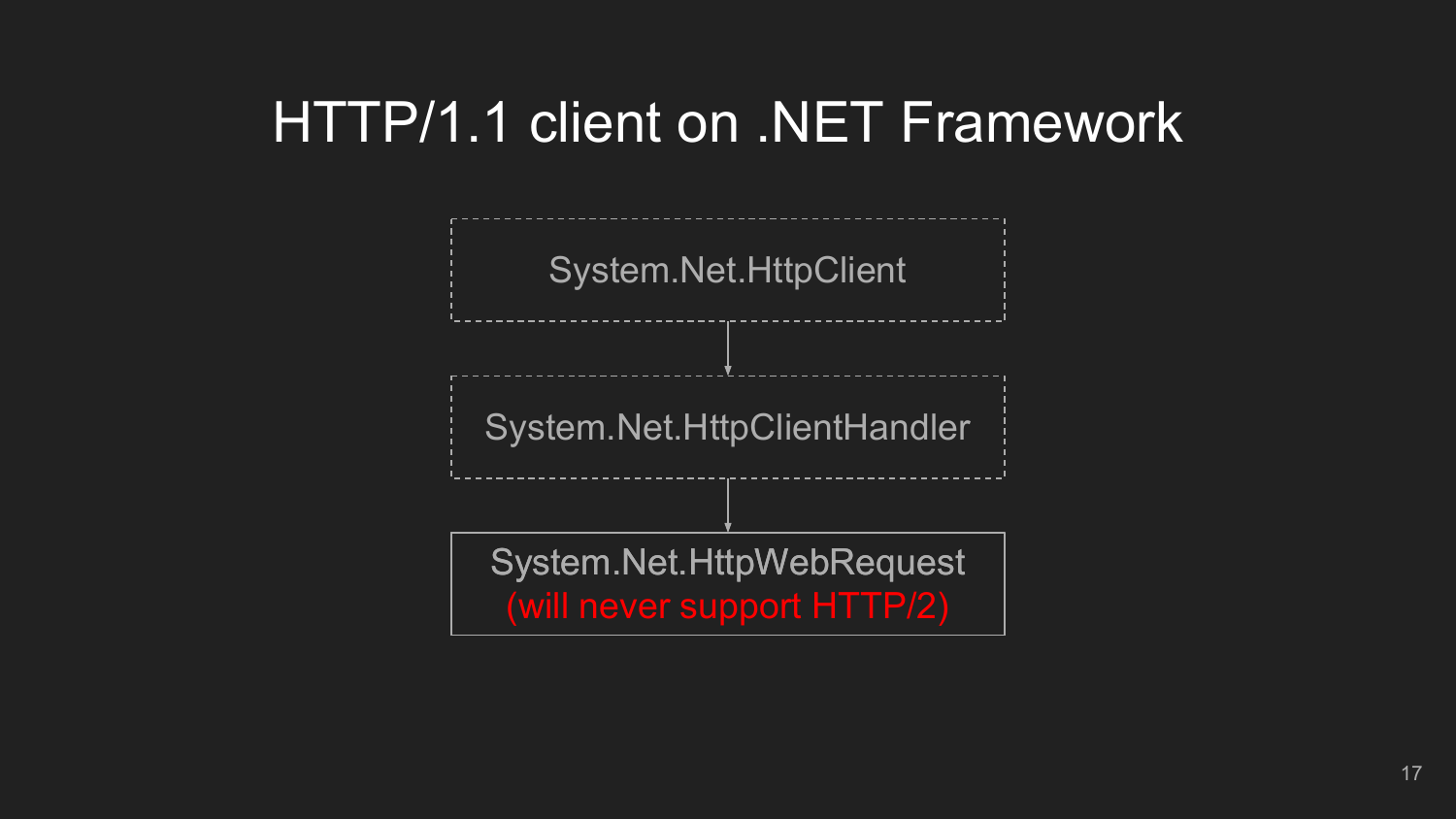# HTTP/1.1 client on .NET Framework

System.Net.HttpClient

↓

System.Net.HttpClientHandler

↓

System.Net.HttpWebRequest
(will never support HTTP/2)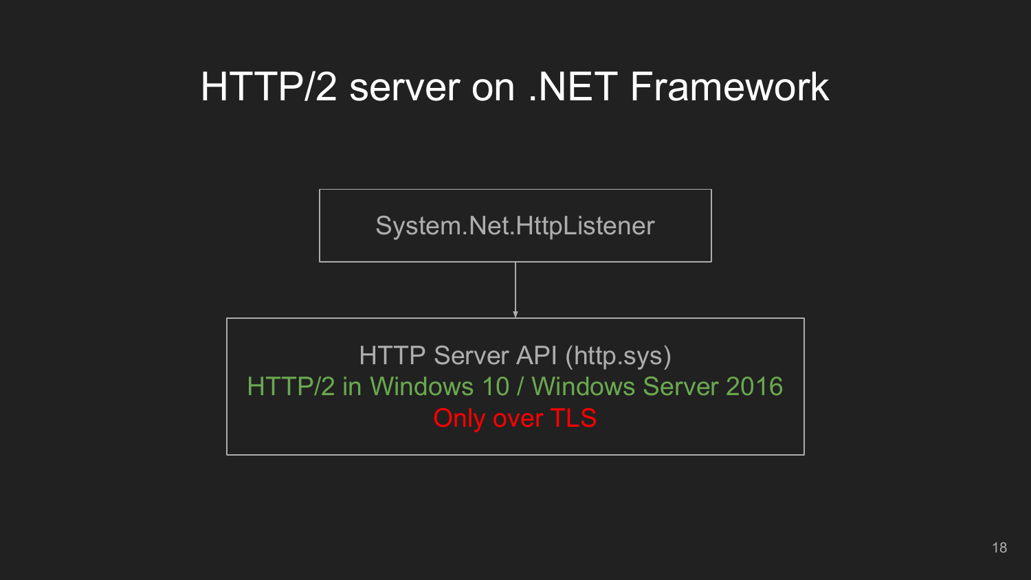# HTTP/2 server on .NET Framework

System.Net.HttpListener

↓

HTTP Server API (http.sys)

HTTP/2 in Windows 10 / Windows Server 2016

Only over TLS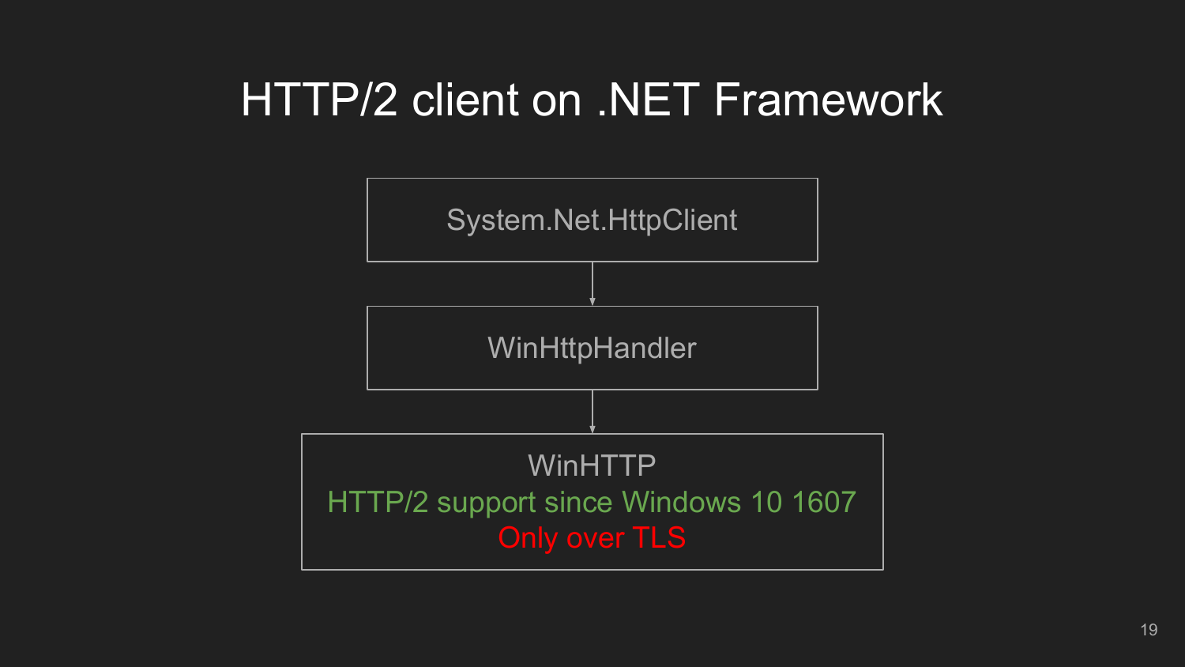# HTTP/2 client on .NET Framework

System.Net.HttpClient

↓

WinHttpHandler

↓

WinHTTP
HTTP/2 support since Windows 10 1607
Only over TLS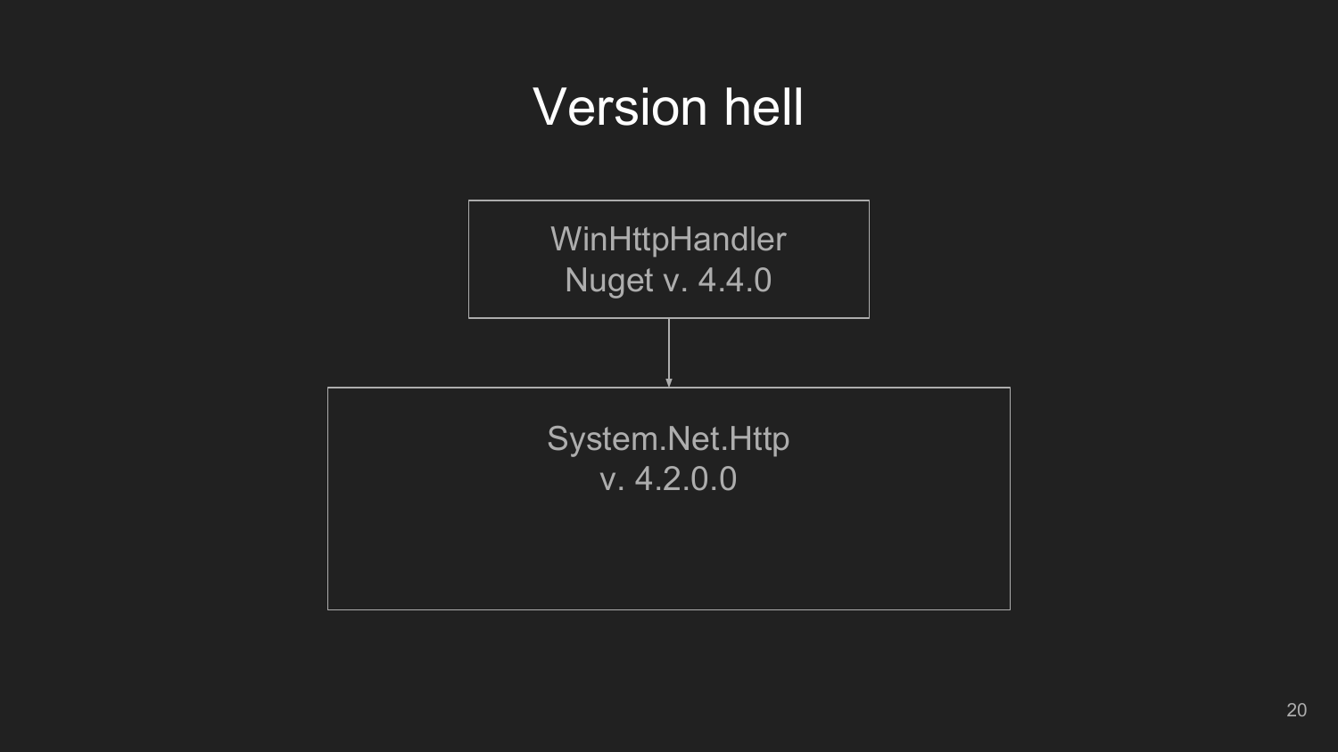# Version hell

WinHttpHandler
Nuget v. 4.4.0

System.Net.Http
v. 4.2.0.0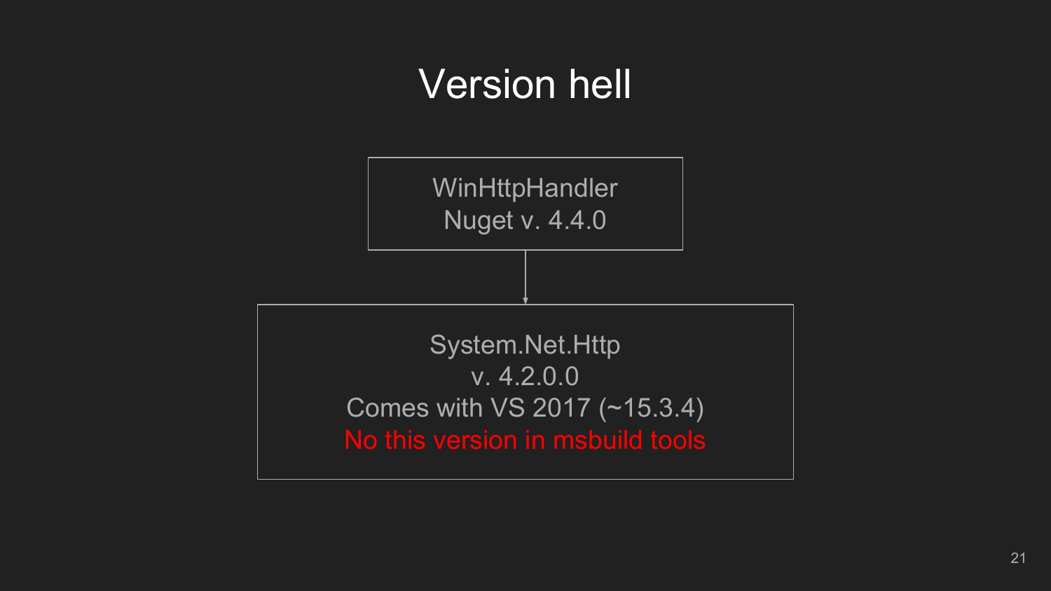# Version hell

WinHttpHandler
Nuget v. 4.4.0

↓

System.Net.Http
v. 4.2.0.0
Comes with VS 2017 (~15.3.4)
No this version in msbuild tools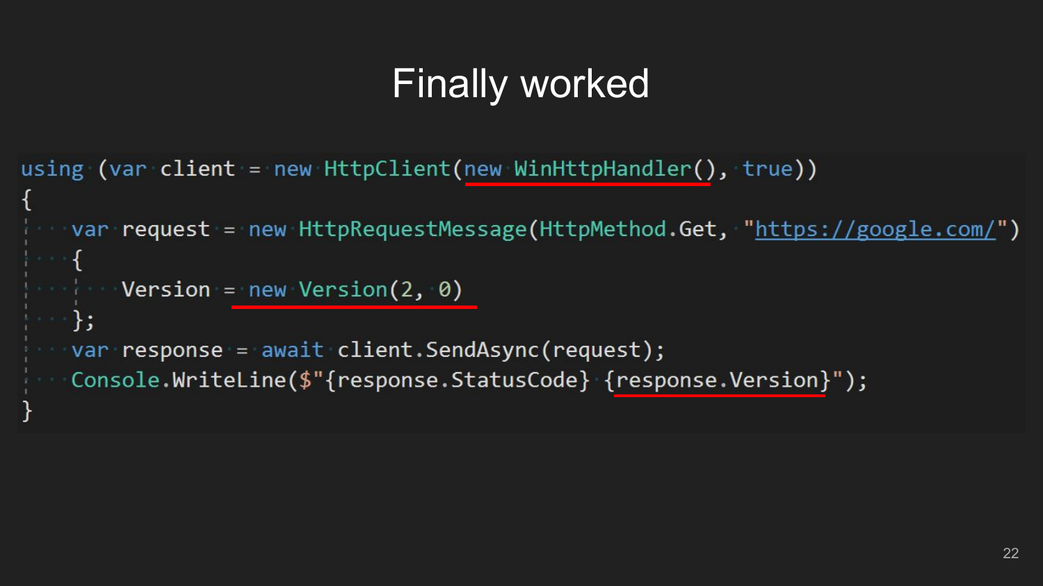# Finally worked

```
using (var client = new HttpClient(new WinHttpHandler(), true))
{
    var request = new HttpRequestMessage(HttpMethod.Get, "https://google.com/")
    {
        Version = new Version(2, 0)
    };
    var response = await client.SendAsync(request);
    Console.WriteLine($"{response.StatusCode} {response.Version}");
}
```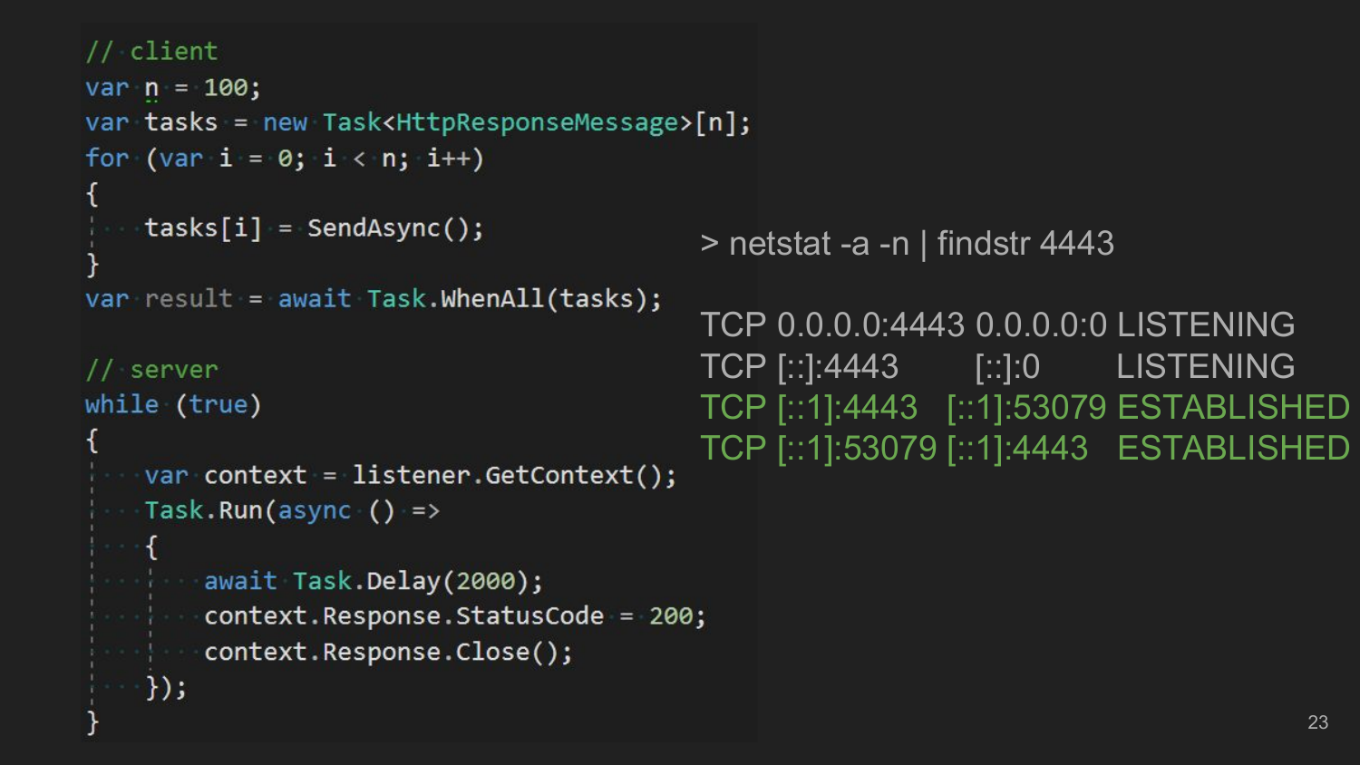```csharp
// client
var n = 100;
var tasks = new Task<HttpResponseMessage>[n];
for (var i = 0; i < n; i++)
{
    tasks[i] = SendAsync();
}
var result = await Task.WhenAll(tasks);

// server
while (true)
{
    var context = listener.GetContext();
    Task.Run(async () =>
    {
        await Task.Delay(2000);
        context.Response.StatusCode = 200;
        context.Response.Close();
    });
}
```

```
> netstat -a -n | findstr 4443

TCP 0.0.0.0:4443 0.0.0.0:0 LISTENING
TCP [::]:4443        [::]:0        LISTENING
TCP [::1]:4443   [::1]:53079 ESTABLISHED
TCP [::1]:53079 [::1]:4443   ESTABLISHED
```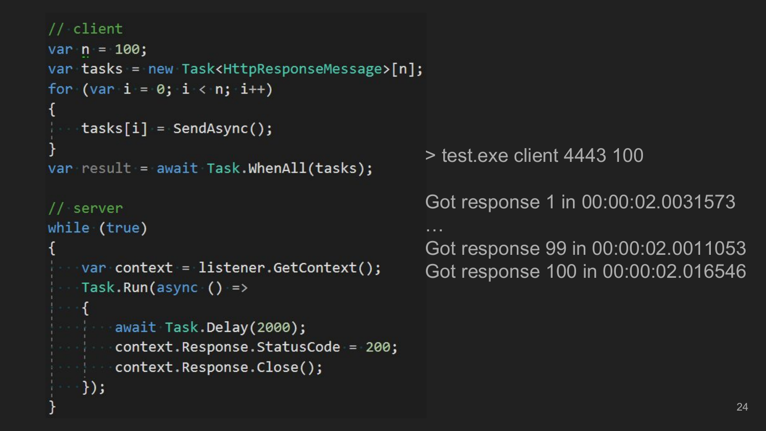```csharp
// client
var n = 100;
var tasks = new Task<HttpResponseMessage>[n];
for (var i = 0; i < n; i++)
{
    tasks[i] = SendAsync();
}
var result = await Task.WhenAll(tasks);

// server
while (true)
{
    var context = listener.GetContext();
    Task.Run(async () =>
    {
        await Task.Delay(2000);
        context.Response.StatusCode = 200;
        context.Response.Close();
    });
}
```

> test.exe client 4443 100

Got response 1 in 00:00:02.0031573

…

Got response 99 in 00:00:02.0011053

Got response 100 in 00:00:02.016546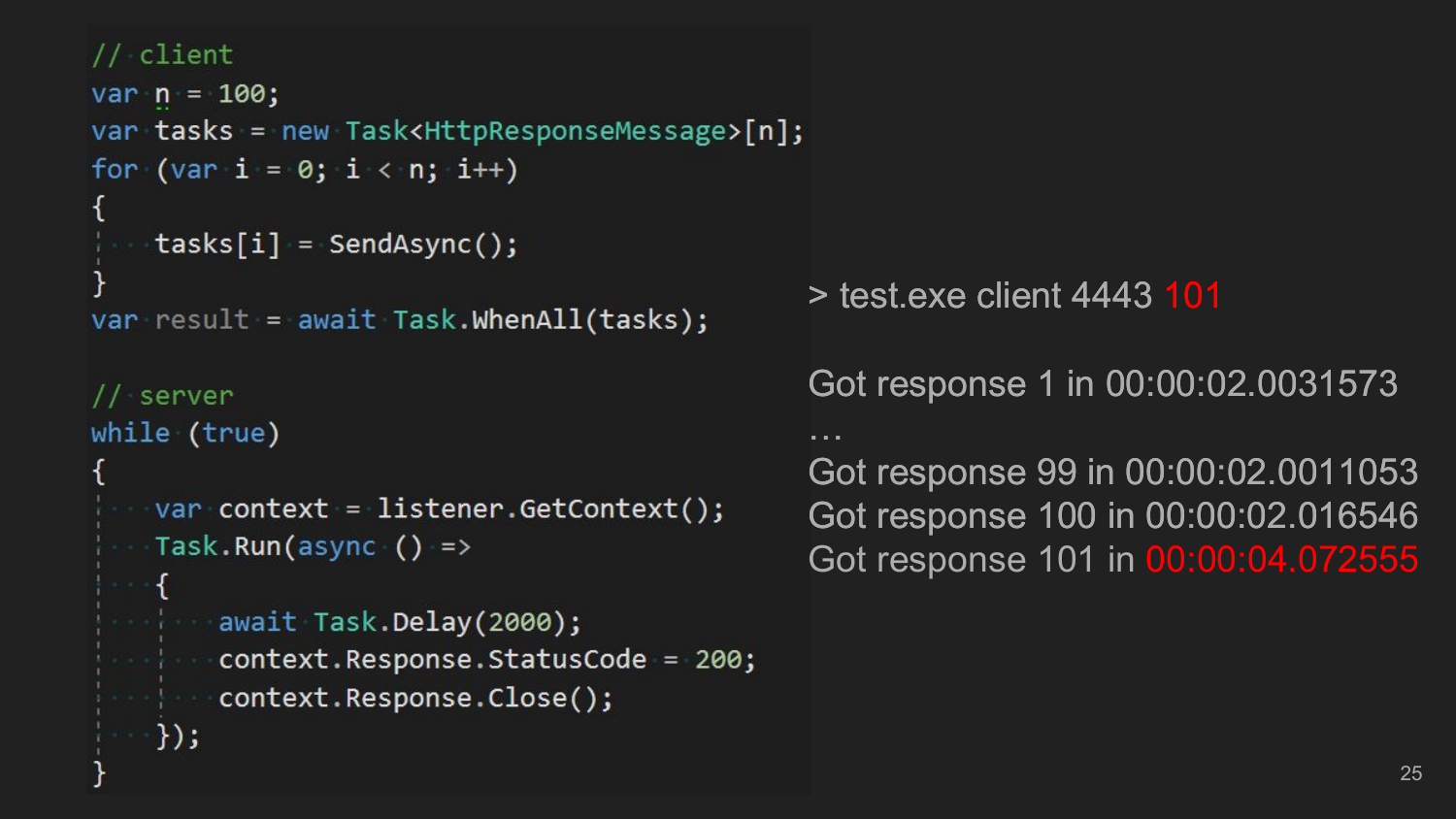```csharp
// client
var n = 100;
var tasks = new Task<HttpResponseMessage>[n];
for (var i = 0; i < n; i++)
{
    tasks[i] = SendAsync();
}
var result = await Task.WhenAll(tasks);

// server
while (true)
{
    var context = listener.GetContext();
    Task.Run(async () =>
    {
        await Task.Delay(2000);
        context.Response.StatusCode = 200;
        context.Response.Close();
    });
}
```

> test.exe client 4443 101

Got response 1 in 00:00:02.0031573

…

Got response 99 in 00:00:02.0011053

Got response 100 in 00:00:02.016546

Got response 101 in 00:00:04.072555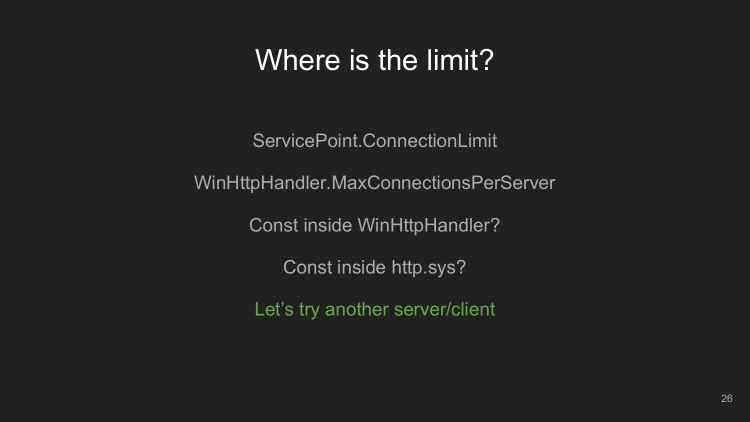# Where is the limit?

ServicePoint.ConnectionLimit

WinHttpHandler.MaxConnectionsPerServer

Const inside WinHttpHandler?

Const inside http.sys?

Let’s try another server/client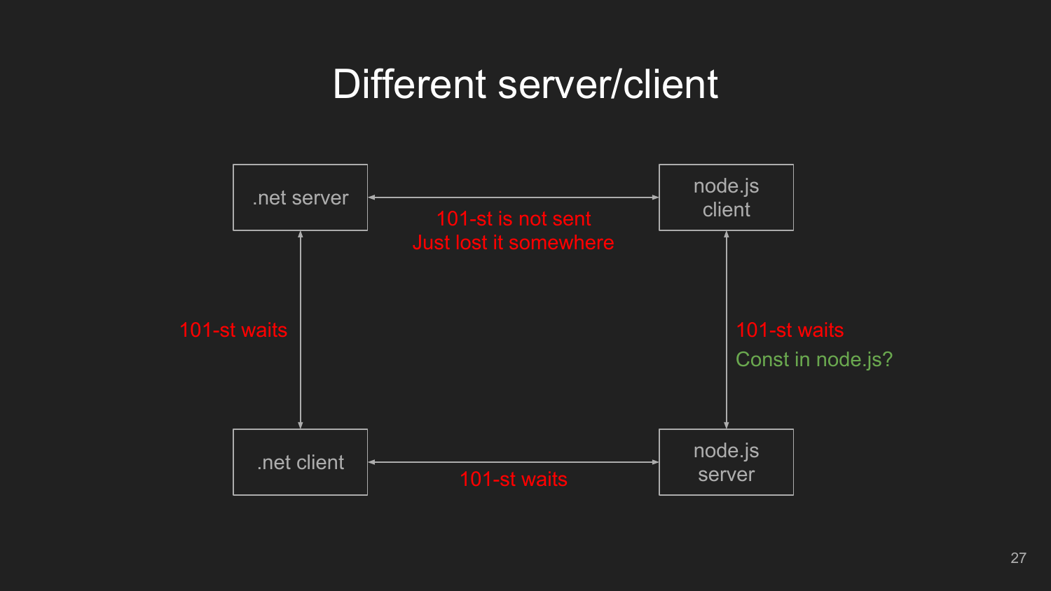# Different server/client

- .net server ↔ node.js client: 101-st is not sent. Just lost it somewhere
- .net server ↔ .net client: 101-st waits
- node.js client ↔ node.js server: 101-st waits. Const in node.js?
- .net client ↔ node.js server: 101-st waits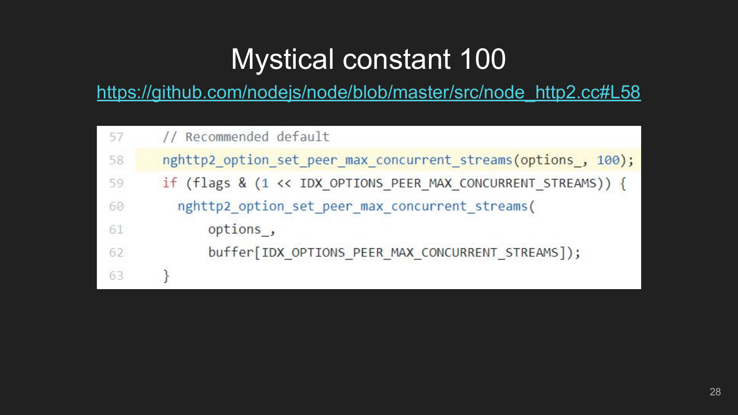# Mystical constant 100

https://github.com/nodejs/node/blob/master/src/node_http2.cc#L58

```
57    // Recommended default
58    nghttp2_option_set_peer_max_concurrent_streams(options_, 100);
59    if (flags & (1 << IDX_OPTIONS_PEER_MAX_CONCURRENT_STREAMS)) {
60      nghttp2_option_set_peer_max_concurrent_streams(
61          options_,
62          buffer[IDX_OPTIONS_PEER_MAX_CONCURRENT_STREAMS]);
63    }
```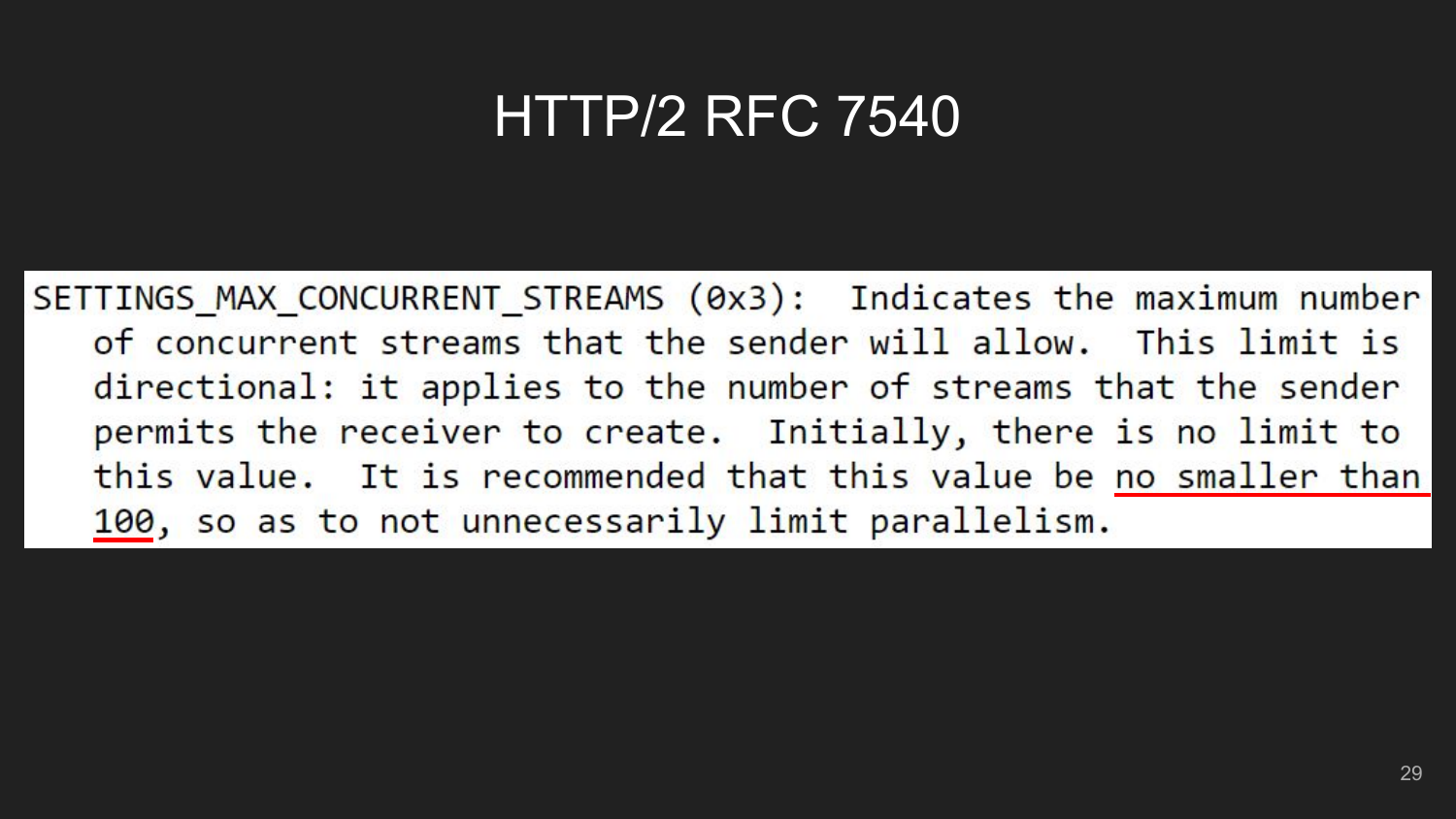# HTTP/2 RFC 7540

```
SETTINGS_MAX_CONCURRENT_STREAMS (0x3):  Indicates the maximum number
   of concurrent streams that the sender will allow.  This limit is
   directional: it applies to the number of streams that the sender
   permits the receiver to create.  Initially, there is no limit to
   this value.  It is recommended that this value be no smaller than
   100, so as to not unnecessarily limit parallelism.
```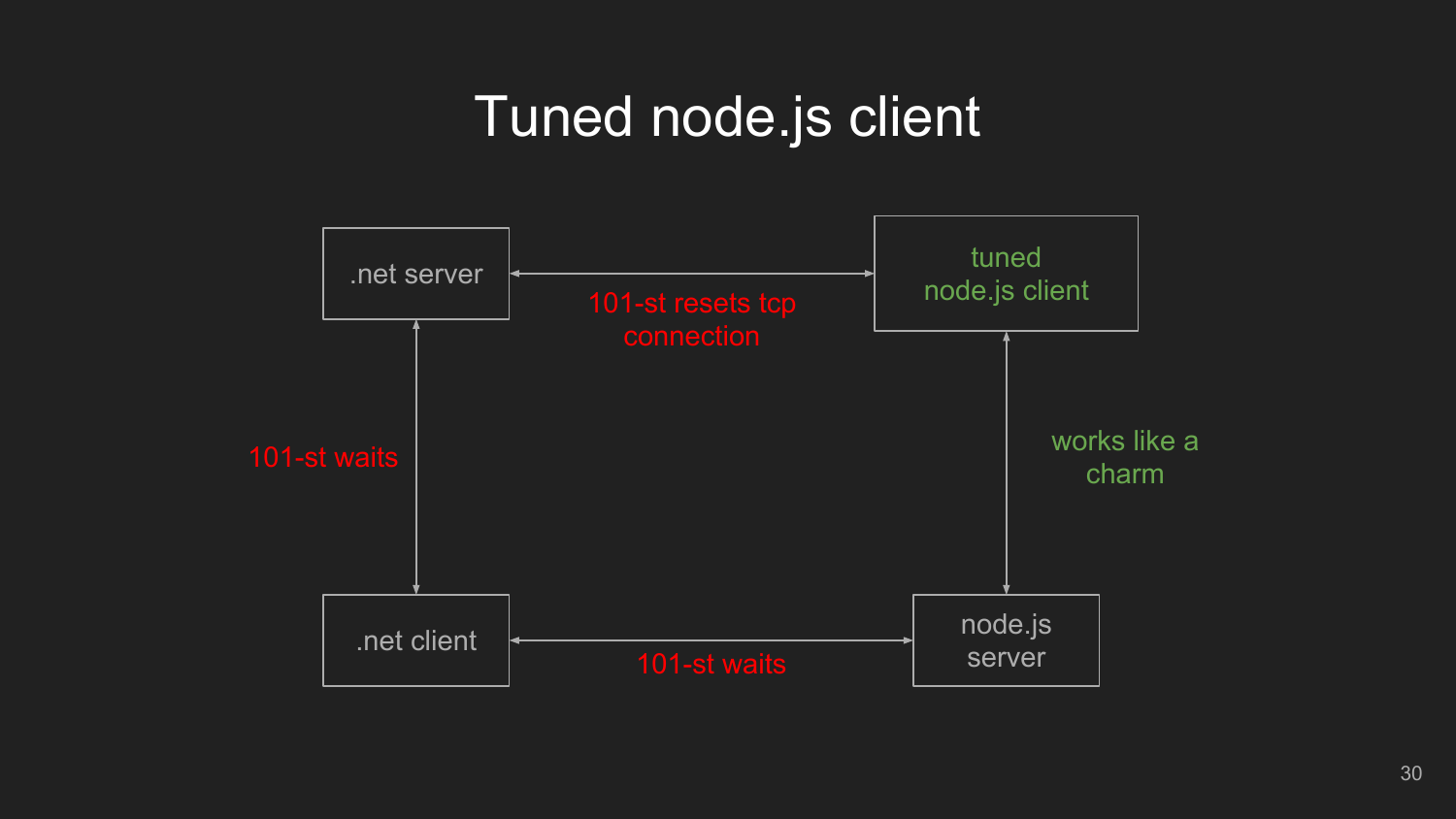# Tuned node.js client

.net server

tuned node.js client

101-st resets tcp connection

101-st waits

works like a charm

.net client

node.js server

101-st waits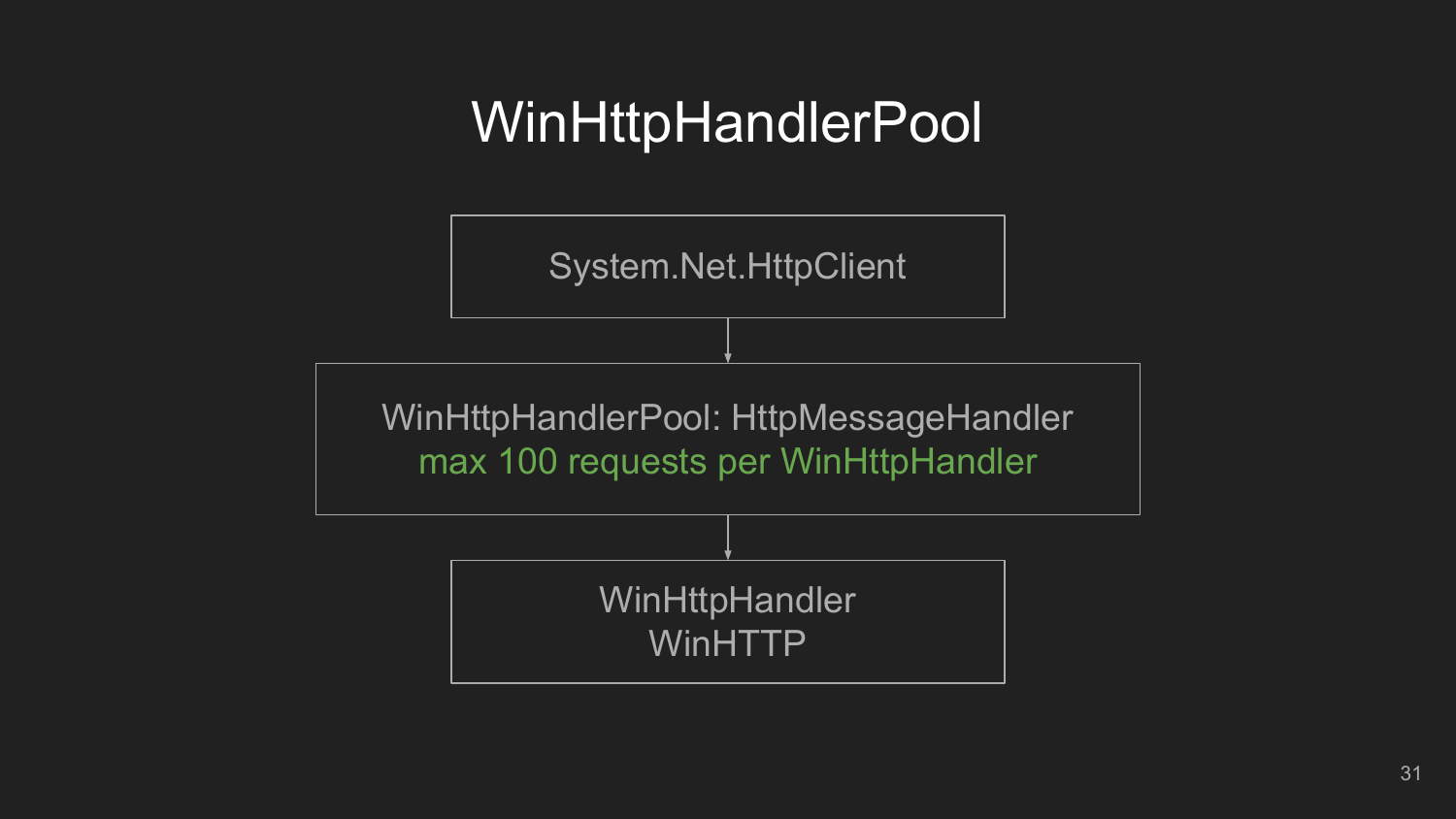# WinHttpHandlerPool

System.Net.HttpClient

↓

WinHttpHandlerPool: HttpMessageHandler
max 100 requests per WinHttpHandler

↓

WinHttpHandler
WinHTTP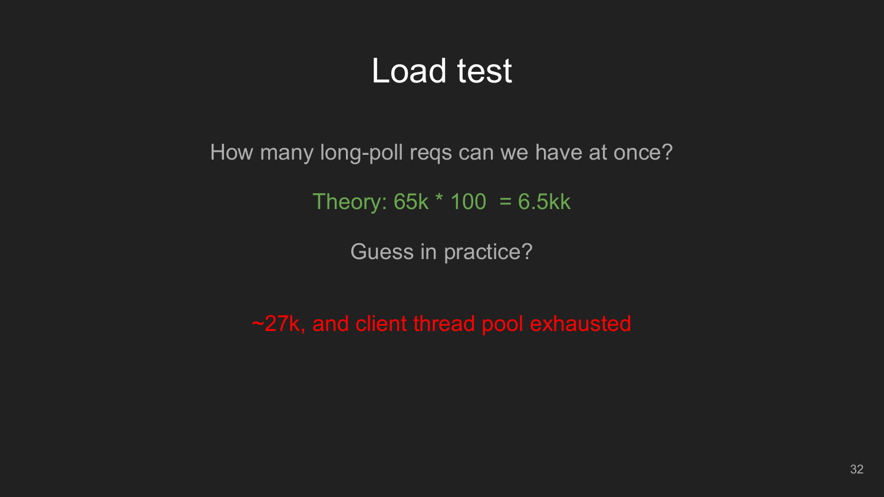# Load test

How many long-poll reqs can we have at once?

Theory: 65k * 100  = 6.5kk

Guess in practice?

~27k, and client thread pool exhausted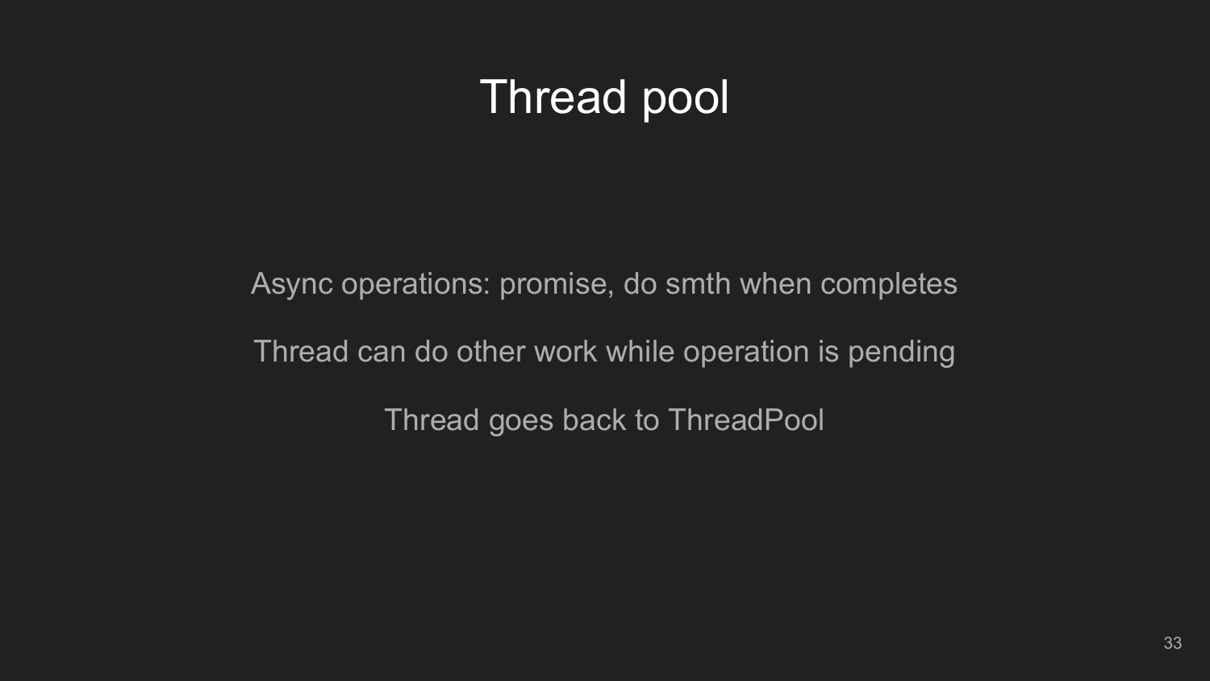# Thread pool

Async operations: promise, do smth when completes

Thread can do other work while operation is pending

Thread goes back to ThreadPool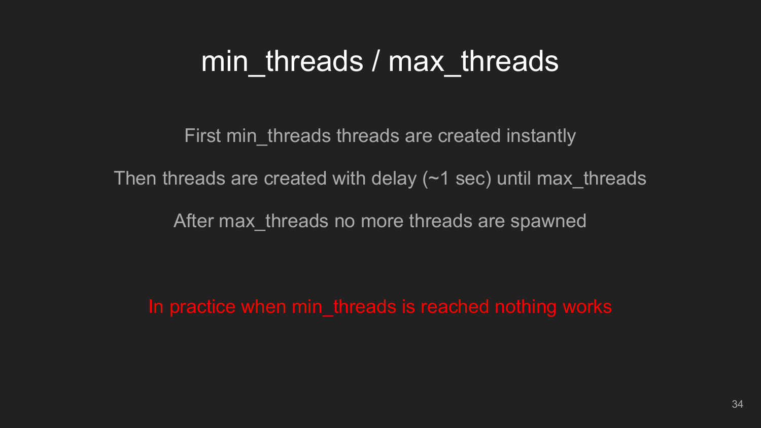# min_threads / max_threads

First min_threads threads are created instantly

Then threads are created with delay (~1 sec) until max_threads

After max_threads no more threads are spawned

In practice when min_threads is reached nothing works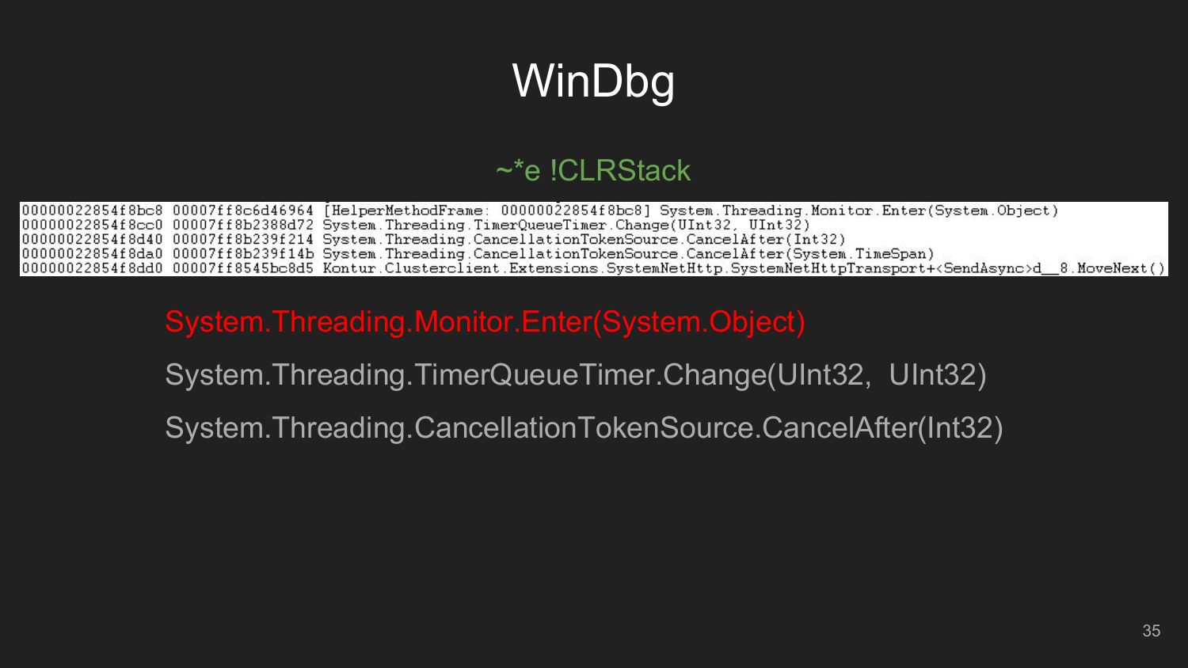# WinDbg

~*e !CLRStack

```
00000022854f8bc8 00007ff8c6d46964 [HelperMethodFrame: 00000022854f8bc8] System.Threading.Monitor.Enter(System.Object)
00000022854f8cc0 00007ff8b2388d72 System.Threading.TimerQueueTimer.Change(UInt32, UInt32)
00000022854f8d40 00007ff8b239f214 System.Threading.CancellationTokenSource.CancelAfter(Int32)
00000022854f8da0 00007ff8b239f14b System.Threading.CancellationTokenSource.CancelAfter(System.TimeSpan)
00000022854f8dd0 00007ff8545bc8d5 Kontur.Clusterclient.Extensions.SystemNetHttp.SystemNetHttpTransport+<SendAsync>d__8.MoveNext()
```

System.Threading.Monitor.Enter(System.Object)

System.Threading.TimerQueueTimer.Change(UInt32, UInt32)

System.Threading.CancellationTokenSource.CancelAfter(Int32)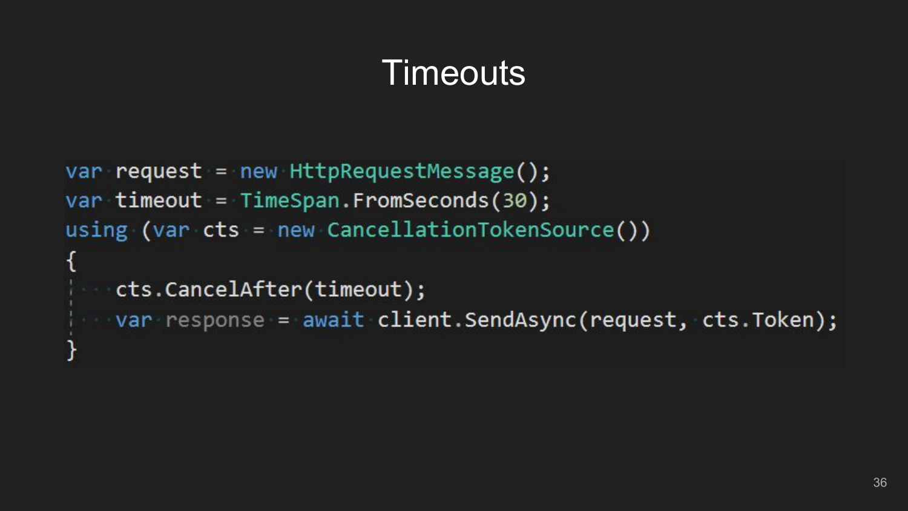# Timeouts

```
var request = new HttpRequestMessage();
var timeout = TimeSpan.FromSeconds(30);
using (var cts = new CancellationTokenSource())
{
    cts.CancelAfter(timeout);
    var response = await client.SendAsync(request, cts.Token);
}
```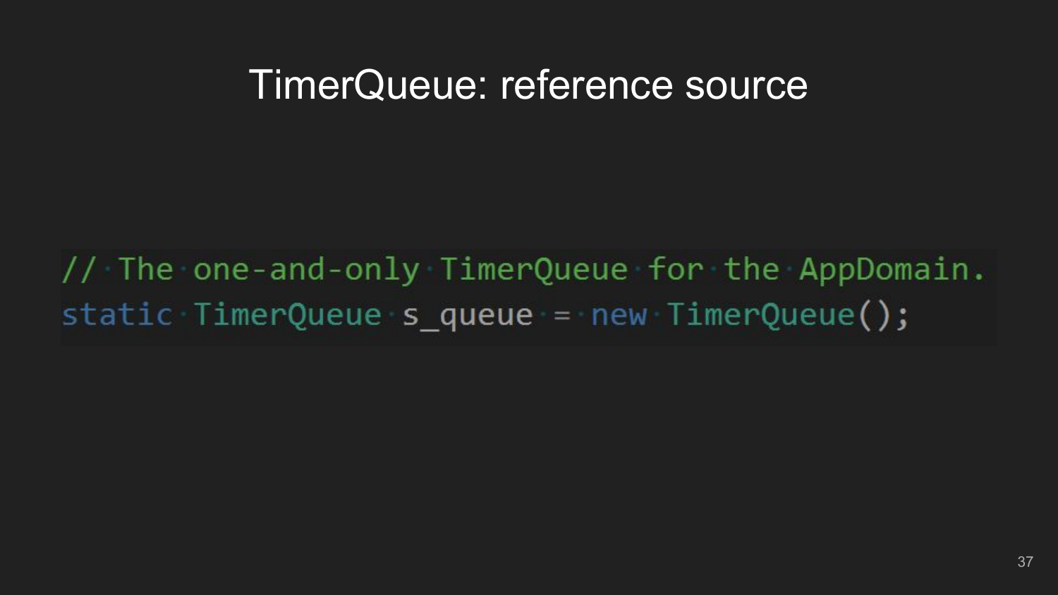# TimerQueue: reference source

```
// The one-and-only TimerQueue for the AppDomain.
static TimerQueue s_queue = new TimerQueue();
```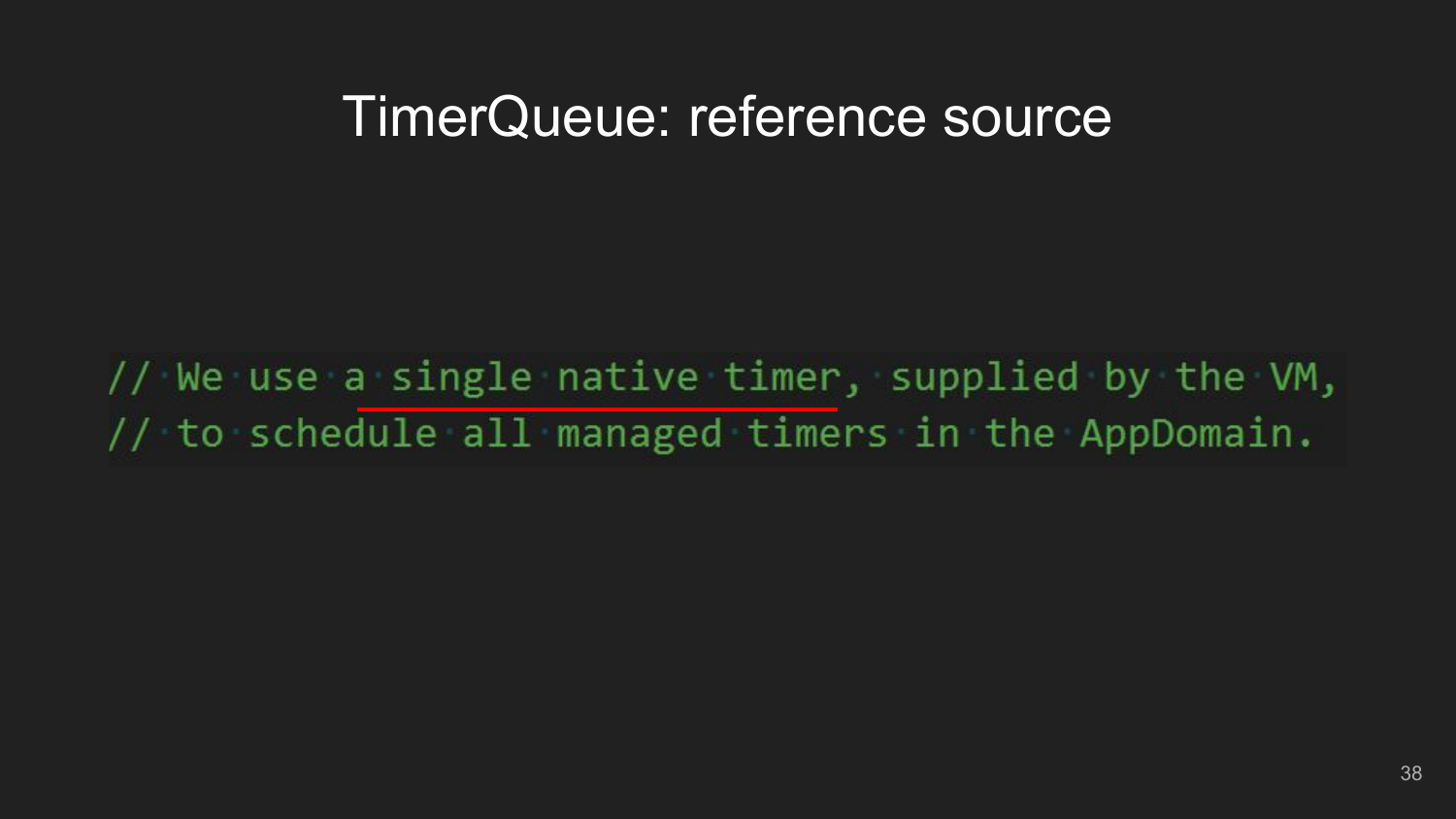# TimerQueue: reference source

```
// We use a single native timer, supplied by the VM,
// to schedule all managed timers in the AppDomain.
```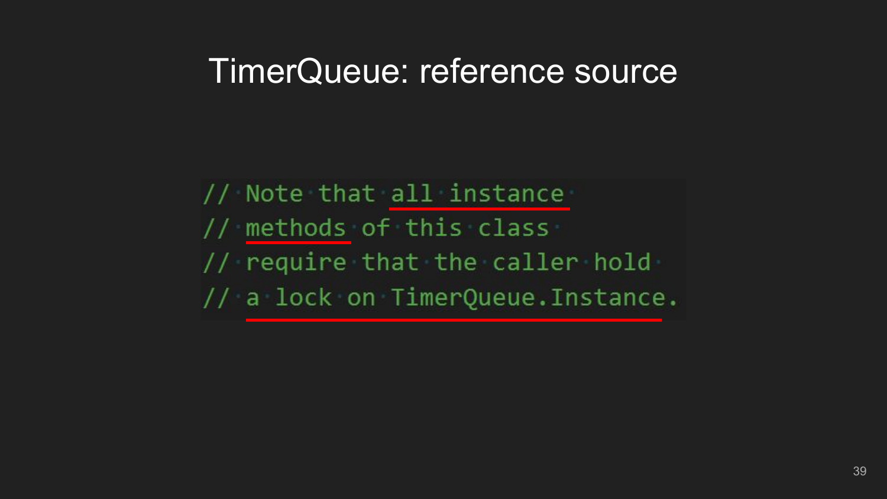# TimerQueue: reference source

```
// Note that all instance
// methods of this class
// require that the caller hold
// a lock on TimerQueue.Instance.
```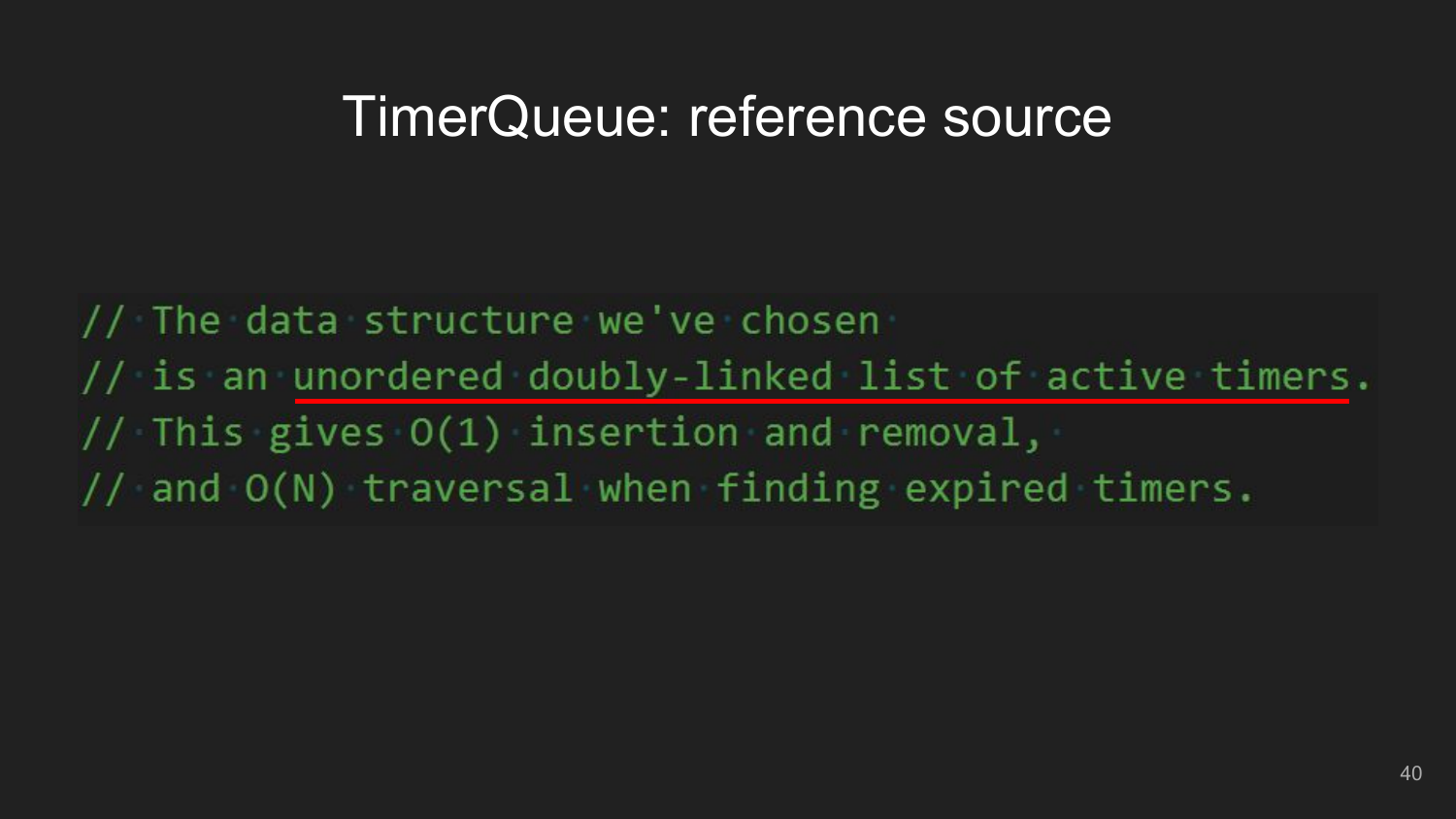# TimerQueue: reference source

```
// The data structure we've chosen
// is an unordered doubly-linked list of active timers.
// This gives O(1) insertion and removal,
// and O(N) traversal when finding expired timers.
```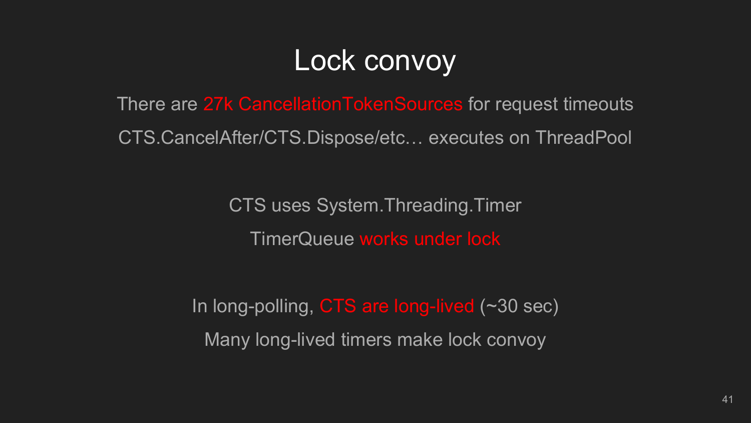# Lock convoy

There are 27k CancellationTokenSources for request timeouts

CTS.CancelAfter/CTS.Dispose/etc… executes on ThreadPool

CTS uses System.Threading.Timer

TimerQueue works under lock

In long-polling, CTS are long-lived (~30 sec)

Many long-lived timers make lock convoy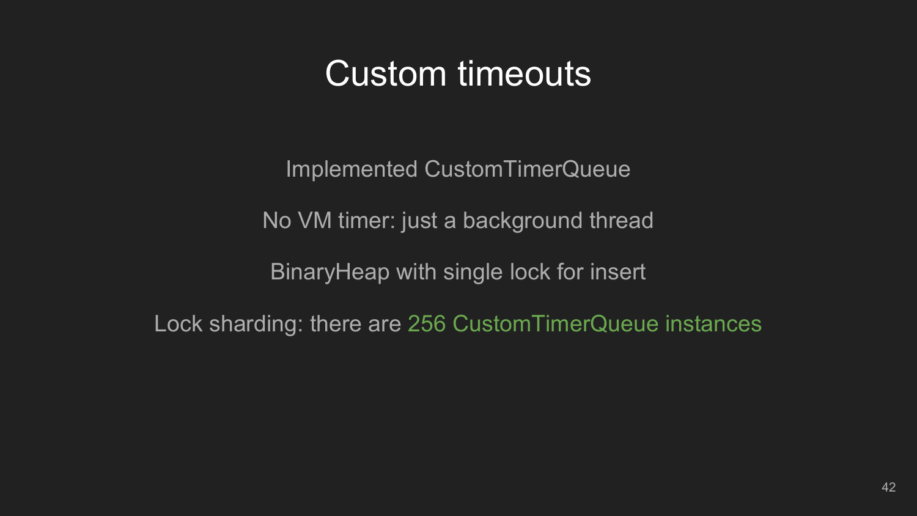# Custom timeouts

Implemented CustomTimerQueue

No VM timer: just a background thread

BinaryHeap with single lock for insert

Lock sharding: there are 256 CustomTimerQueue instances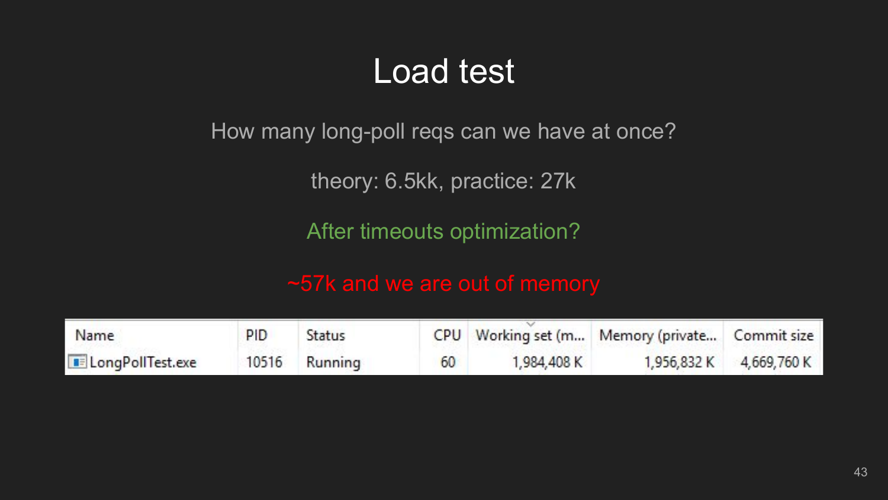# Load test

How many long-poll reqs can we have at once?

theory: 6.5kk, practice: 27k

After timeouts optimization?

~57k and we are out of memory

| Name | PID | Status | CPU | Working set (m... | Memory (private... | Commit size |
| --- | --- | --- | --- | --- | --- | --- |
| LongPollTest.exe | 10516 | Running | 60 | 1,984,408 K | 1,956,832 K | 4,669,760 K |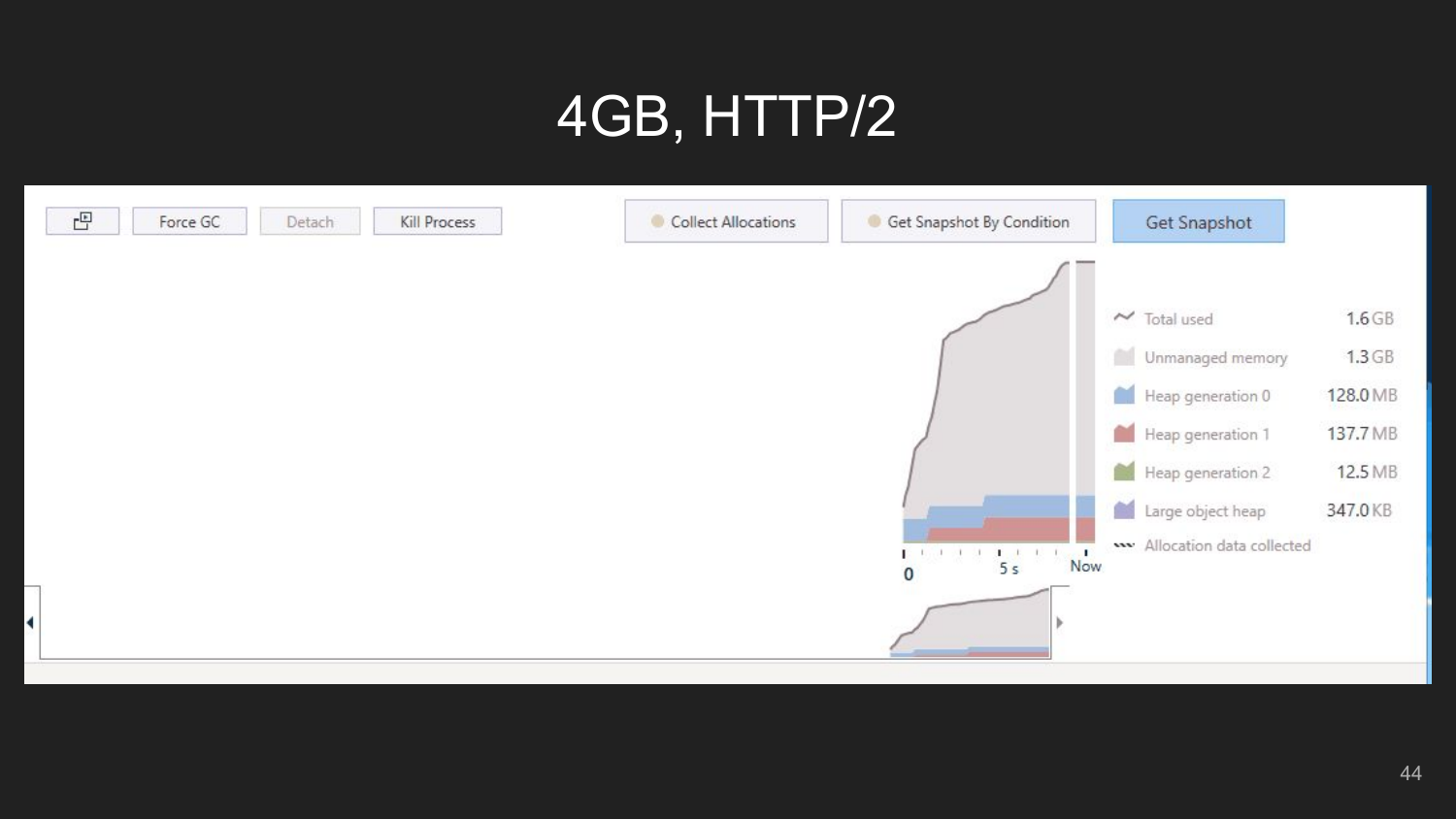# 4GB, HTTP/2

Force GC | Detach | Kill Process | Collect Allocations | Get Snapshot By Condition | Get Snapshot

| | |
|---|---|
| Total used | 1.6 GB |
| Unmanaged memory | 1.3 GB |
| Heap generation 0 | 128.0 MB |
| Heap generation 1 | 137.7 MB |
| Heap generation 2 | 12.5 MB |
| Large object heap | 347.0 KB |
| Allocation data collected | |

0 | 5 s | Now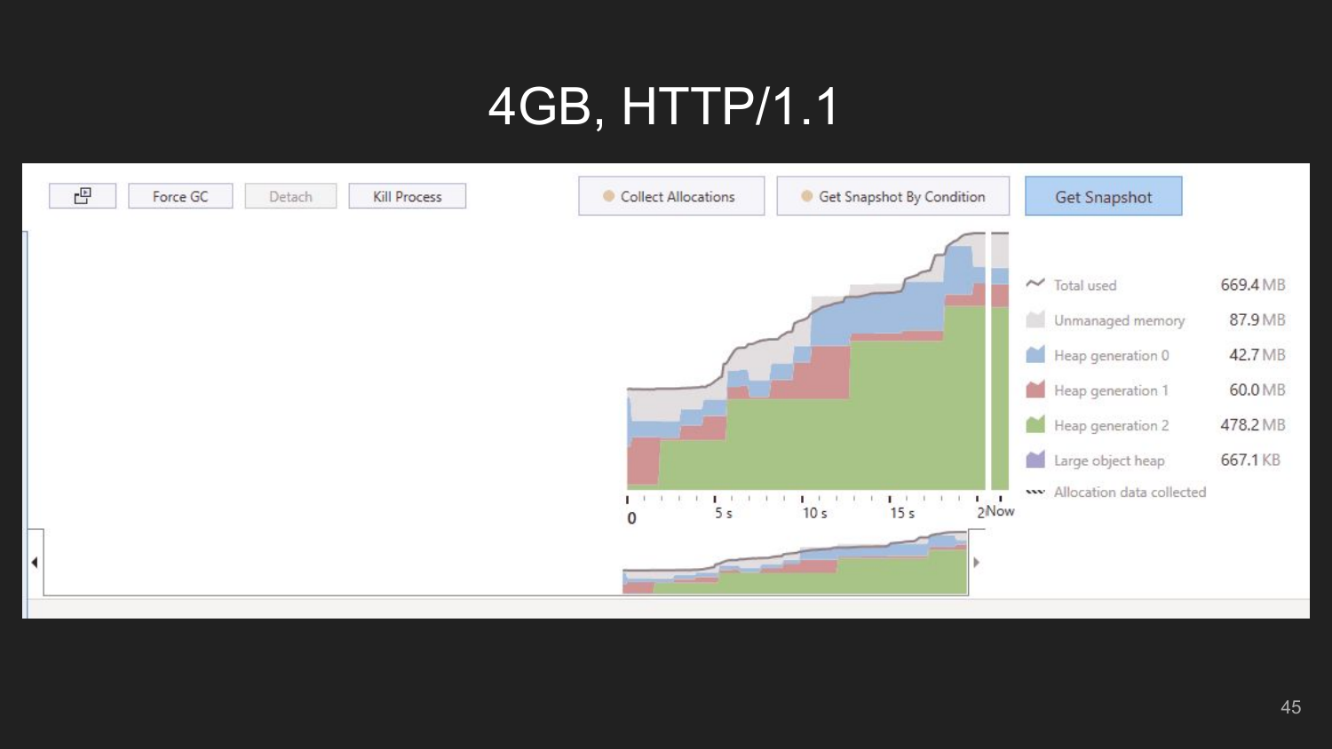# 4GB, HTTP/1.1

Force GC | Detach | Kill Process | Collect Allocations | Get Snapshot By Condition | Get Snapshot

| | |
|---|---|
| Total used | 669.4 MB |
| Unmanaged memory | 87.9 MB |
| Heap generation 0 | 42.7 MB |
| Heap generation 1 | 60.0 MB |
| Heap generation 2 | 478.2 MB |
| Large object heap | 667.1 KB |
| Allocation data collected | |

0 5 s 10 s 15 s 2 Now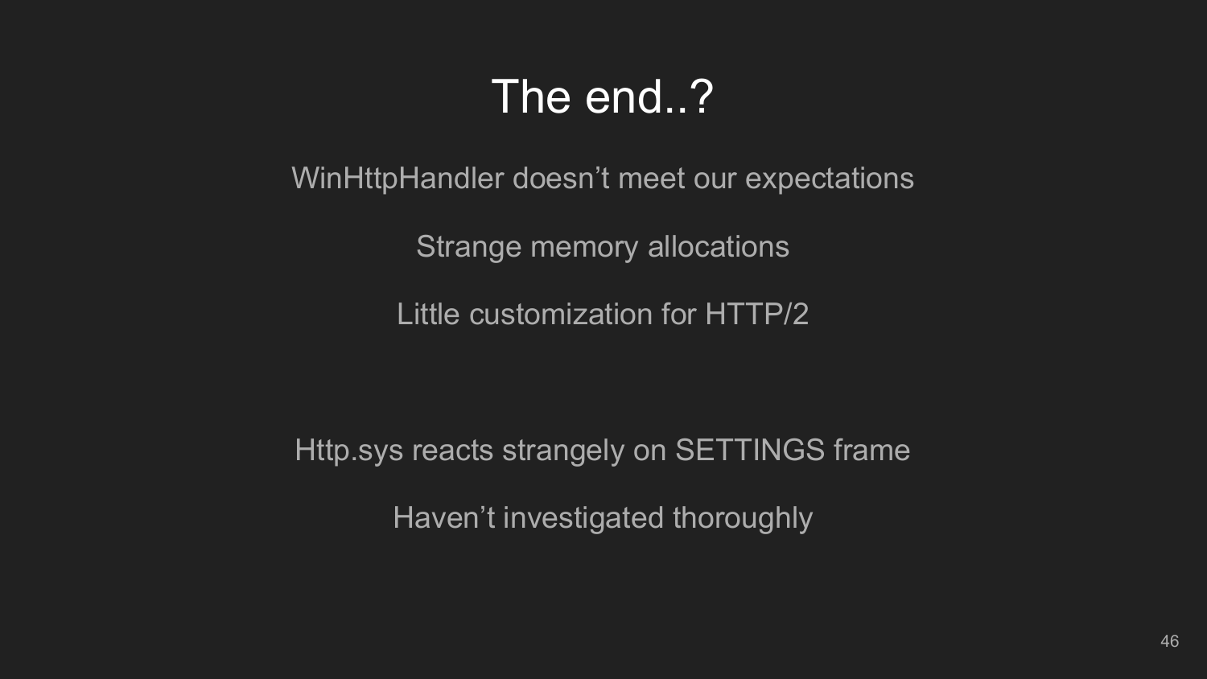# The end..?

WinHttpHandler doesn’t meet our expectations

Strange memory allocations

Little customization for HTTP/2

Http.sys reacts strangely on SETTINGS frame

Haven’t investigated thoroughly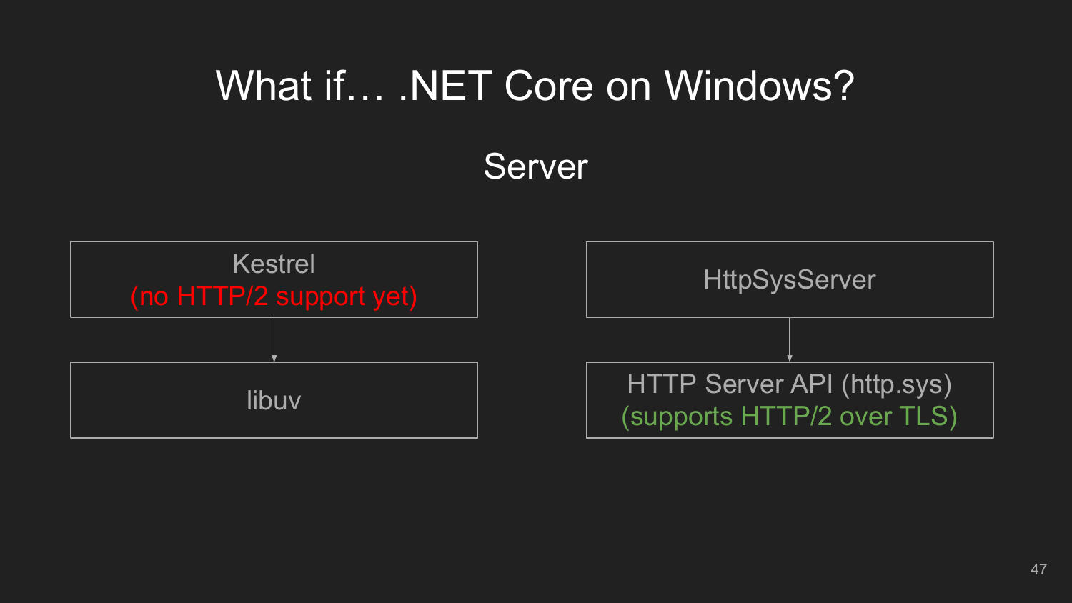# What if… .NET Core on Windows?

## Server

Kestrel
(no HTTP/2 support yet)

↓

libuv

HttpSysServer

↓

HTTP Server API (http.sys)
(supports HTTP/2 over TLS)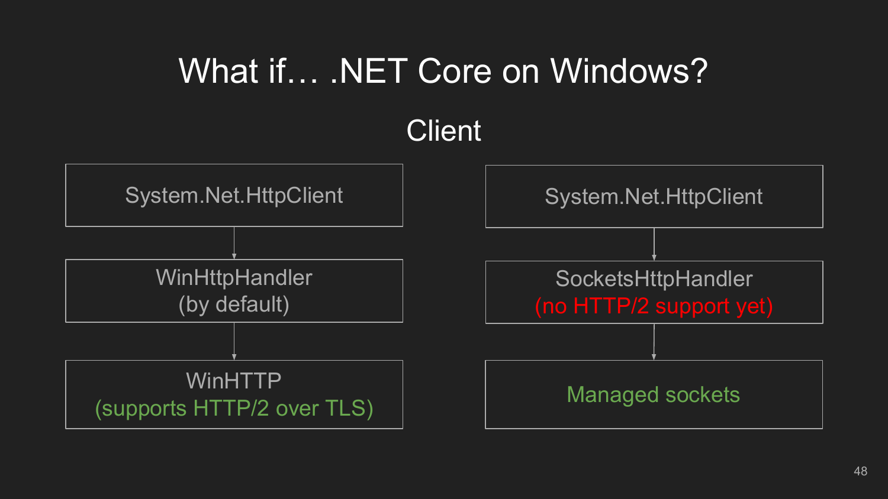# What if… .NET Core on Windows?

## Client

System.Net.HttpClient

↓

WinHttpHandler
(by default)

↓

WinHTTP
(supports HTTP/2 over TLS)

System.Net.HttpClient

↓

SocketsHttpHandler
(no HTTP/2 support yet)

↓

Managed sockets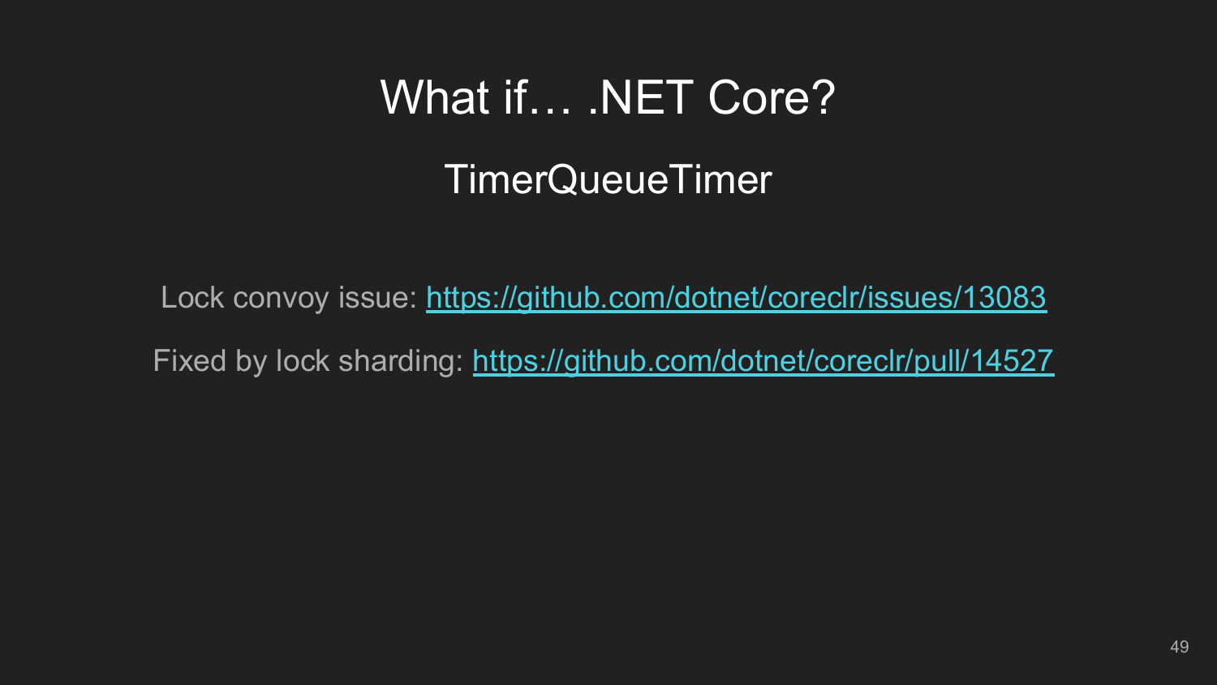# What if… .NET Core?

## TimerQueueTimer

Lock convoy issue: [https://github.com/dotnet/coreclr/issues/13083](https://github.com/dotnet/coreclr/issues/13083)

Fixed by lock sharding: [https://github.com/dotnet/coreclr/pull/14527](https://github.com/dotnet/coreclr/pull/14527)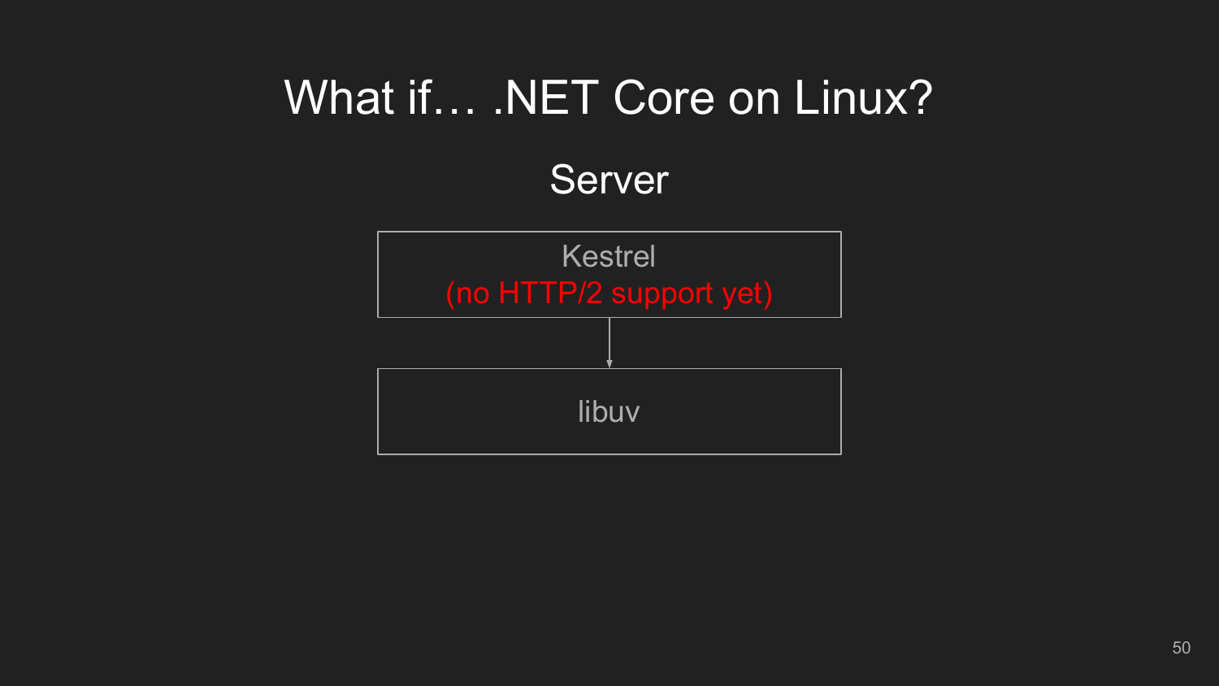# What if… .NET Core on Linux?

## Server

Kestrel
(no HTTP/2 support yet)

↓

libuv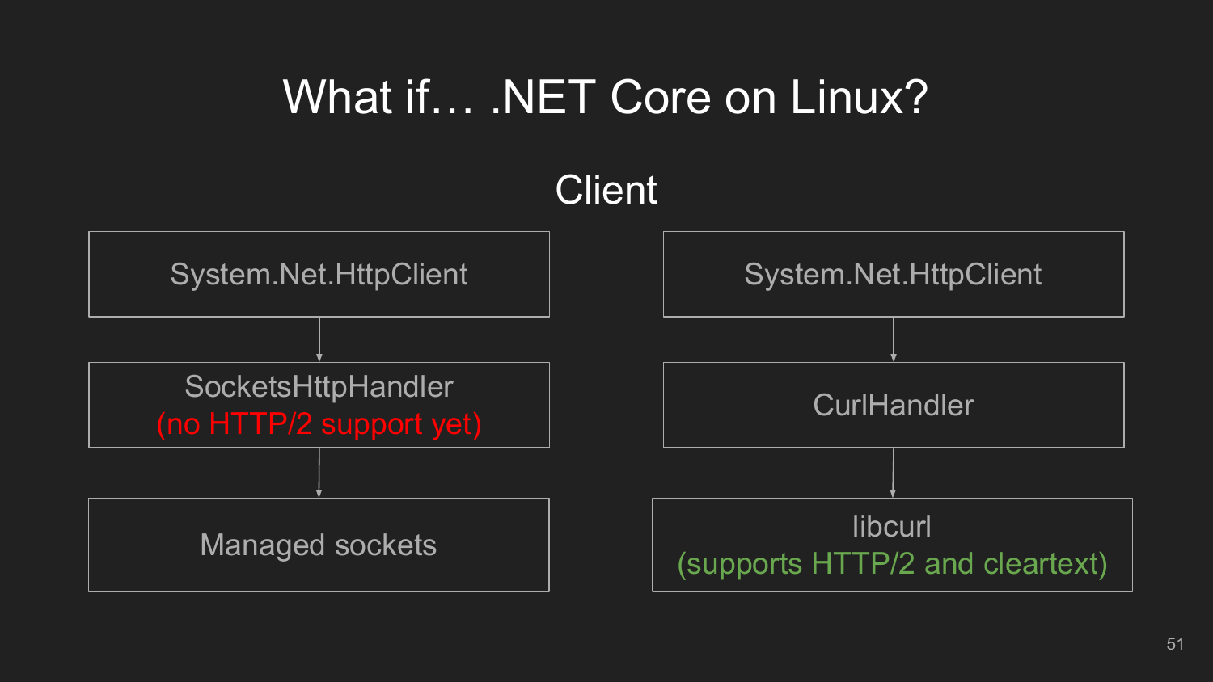# What if… .NET Core on Linux?

## Client

System.Net.HttpClient → SocketsHttpHandler (no HTTP/2 support yet) → Managed sockets

System.Net.HttpClient → CurlHandler → libcurl (supports HTTP/2 and cleartext)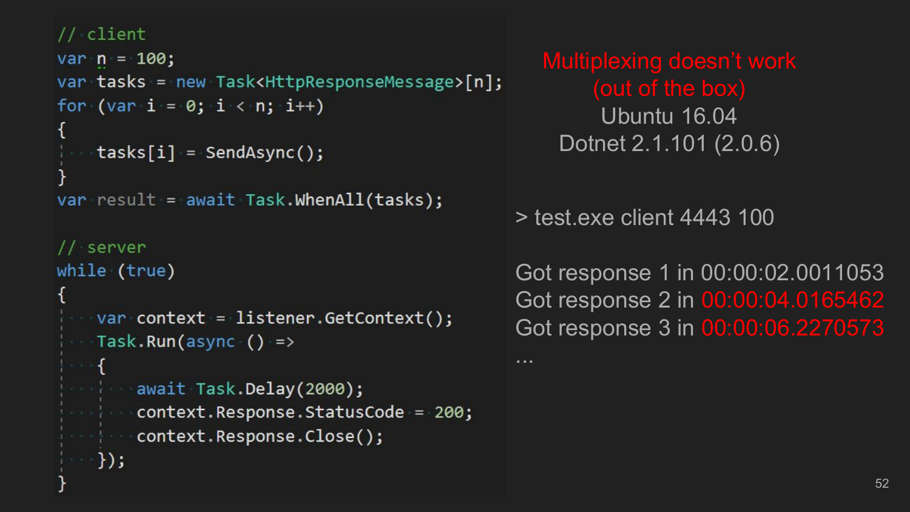```csharp
// client
var n = 100;
var tasks = new Task<HttpResponseMessage>[n];
for (var i = 0; i < n; i++)
{
    tasks[i] = SendAsync();
}
var result = await Task.WhenAll(tasks);

// server
while (true)
{
    var context = listener.GetContext();
    Task.Run(async () =>
    {
        await Task.Delay(2000);
        context.Response.StatusCode = 200;
        context.Response.Close();
    });
}
```

## Multiplexing doesn't work (out of the box)

Ubuntu 16.04

Dotnet 2.1.101 (2.0.6)

```
> test.exe client 4443 100
```

Got response 1 in 00:00:02.0011053

Got response 2 in 00:00:04.0165462

Got response 3 in 00:00:06.2270573

...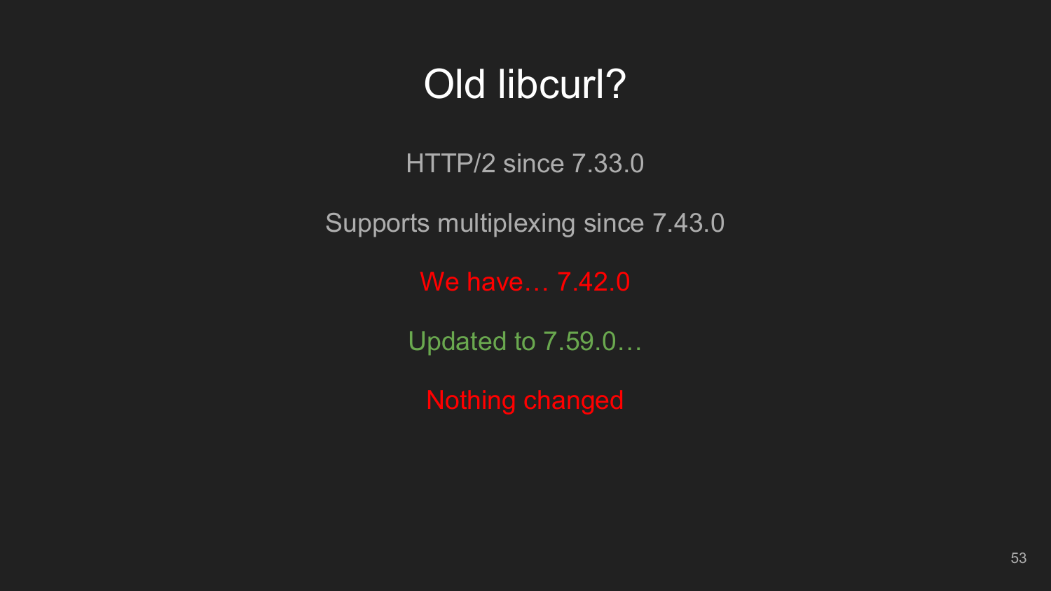# Old libcurl?

HTTP/2 since 7.33.0

Supports multiplexing since 7.43.0

We have… 7.42.0

Updated to 7.59.0…

Nothing changed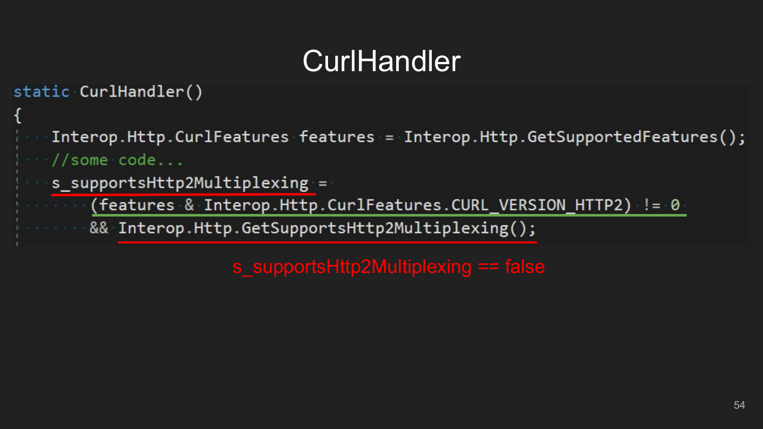# CurlHandler

```
static CurlHandler()
{
    Interop.Http.CurlFeatures features = Interop.Http.GetSupportedFeatures();
    //some code...
    s_supportsHttp2Multiplexing =
        (features & Interop.Http.CurlFeatures.CURL_VERSION_HTTP2) != 0
        && Interop.Http.GetSupportsHttp2Multiplexing();
```

s_supportsHttp2Multiplexing == false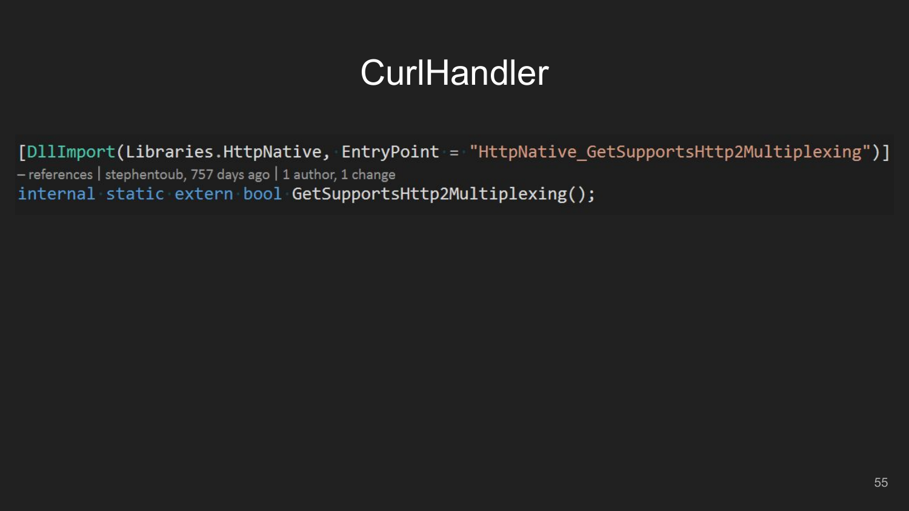# CurlHandler

```
[DllImport(Libraries.HttpNative, EntryPoint = "HttpNative_GetSupportsHttp2Multiplexing")]
– references | stephentoub, 757 days ago | 1 author, 1 change
internal static extern bool GetSupportsHttp2Multiplexing();
```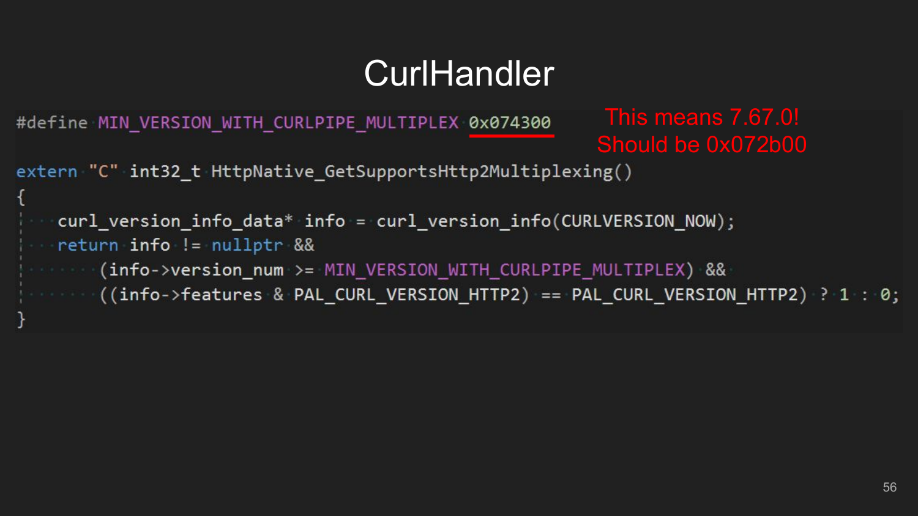# CurlHandler

```
#define MIN_VERSION_WITH_CURLPIPE_MULTIPLEX 0x074300

extern "C" int32_t HttpNative_GetSupportsHttp2Multiplexing()
{
    curl_version_info_data* info = curl_version_info(CURLVERSION_NOW);
    return info != nullptr &&
        (info->version_num >= MIN_VERSION_WITH_CURLPIPE_MULTIPLEX) &&
        ((info->features & PAL_CURL_VERSION_HTTP2) == PAL_CURL_VERSION_HTTP2) ? 1 : 0;
}
```

This means 7.67.0!
Should be 0x072b00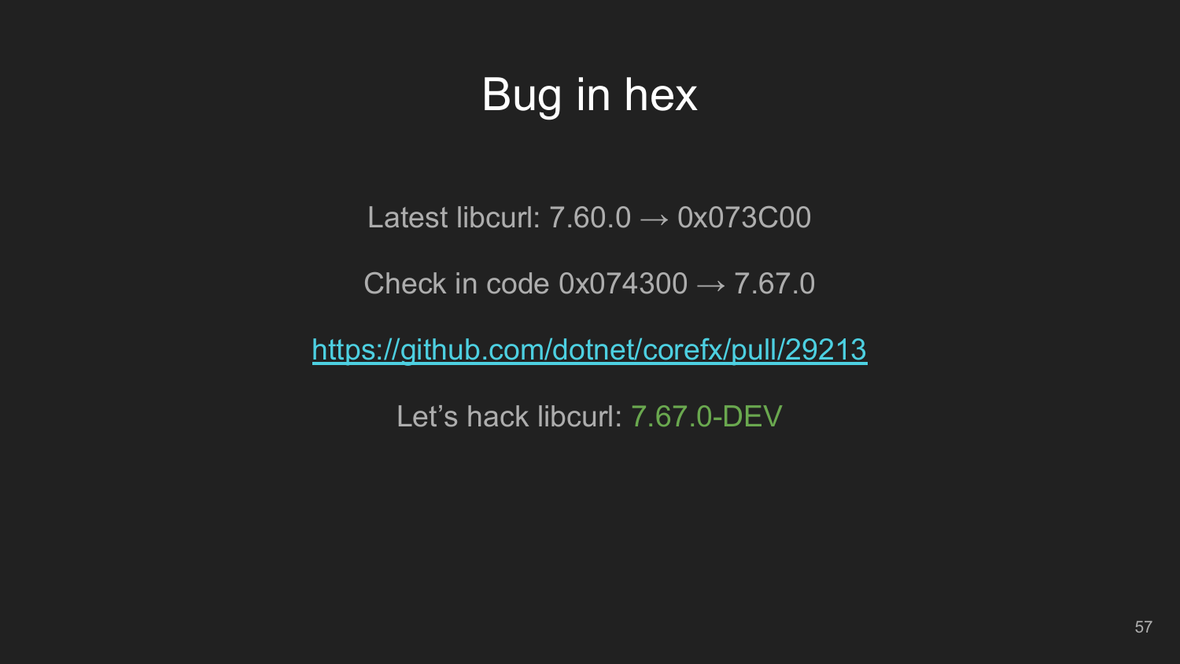# Bug in hex

Latest libcurl: 7.60.0 → 0x073C00

Check in code 0x074300 → 7.67.0

https://github.com/dotnet/corefx/pull/29213

Let’s hack libcurl: 7.67.0-DEV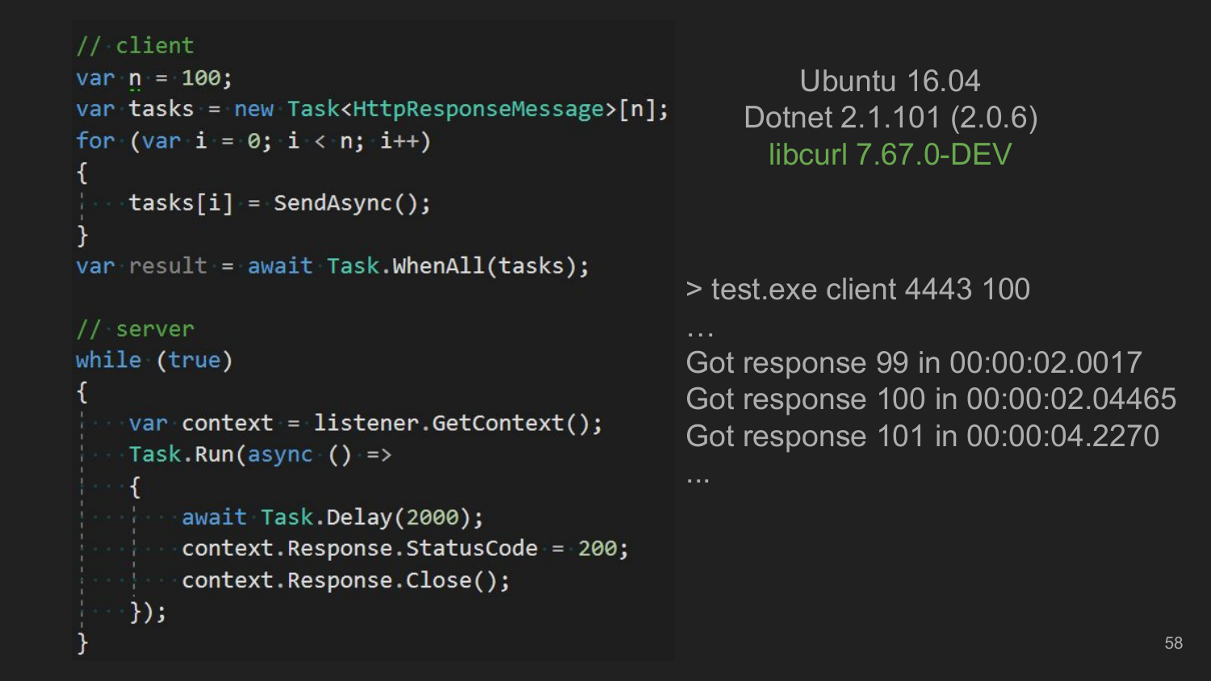```csharp
// client
var n = 100;
var tasks = new Task<HttpResponseMessage>[n];
for (var i = 0; i < n; i++)
{
    tasks[i] = SendAsync();
}
var result = await Task.WhenAll(tasks);

// server
while (true)
{
    var context = listener.GetContext();
    Task.Run(async () =>
    {
        await Task.Delay(2000);
        context.Response.StatusCode = 200;
        context.Response.Close();
    });
}
```

Ubuntu 16.04
Dotnet 2.1.101 (2.0.6)
libcurl 7.67.0-DEV

```
> test.exe client 4443 100
…
Got response 99 in 00:00:02.0017
Got response 100 in 00:00:02.04465
Got response 101 in 00:00:04.2270
...
```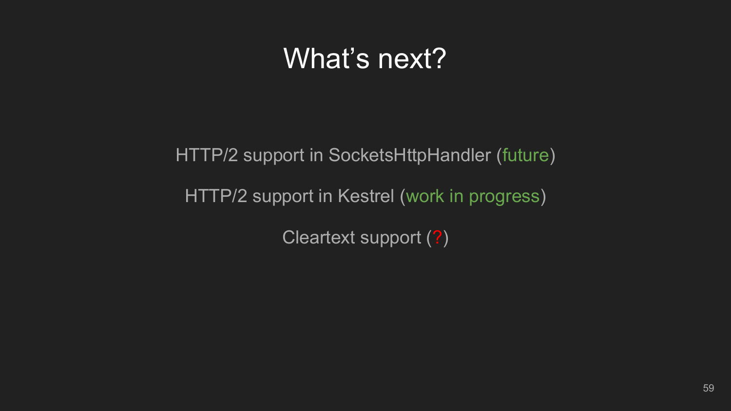# What's next?

HTTP/2 support in SocketsHttpHandler (future)

HTTP/2 support in Kestrel (work in progress)

Cleartext support (?)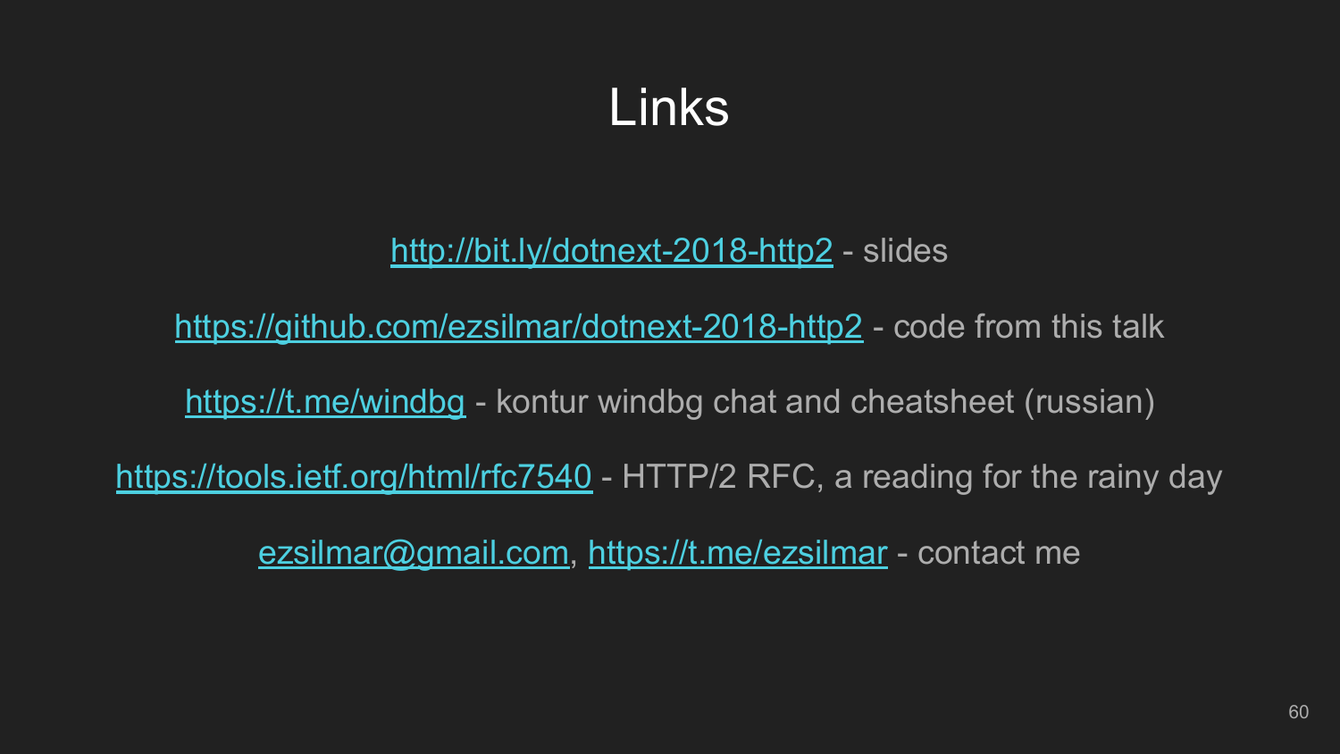# Links

http://bit.ly/dotnext-2018-http2 - slides

https://github.com/ezsilmar/dotnext-2018-http2 - code from this talk

https://t.me/windbg - kontur windbg chat and cheatsheet (russian)

https://tools.ietf.org/html/rfc7540 - HTTP/2 RFC, a reading for the rainy day

ezsilmar@gmail.com, https://t.me/ezsilmar - contact me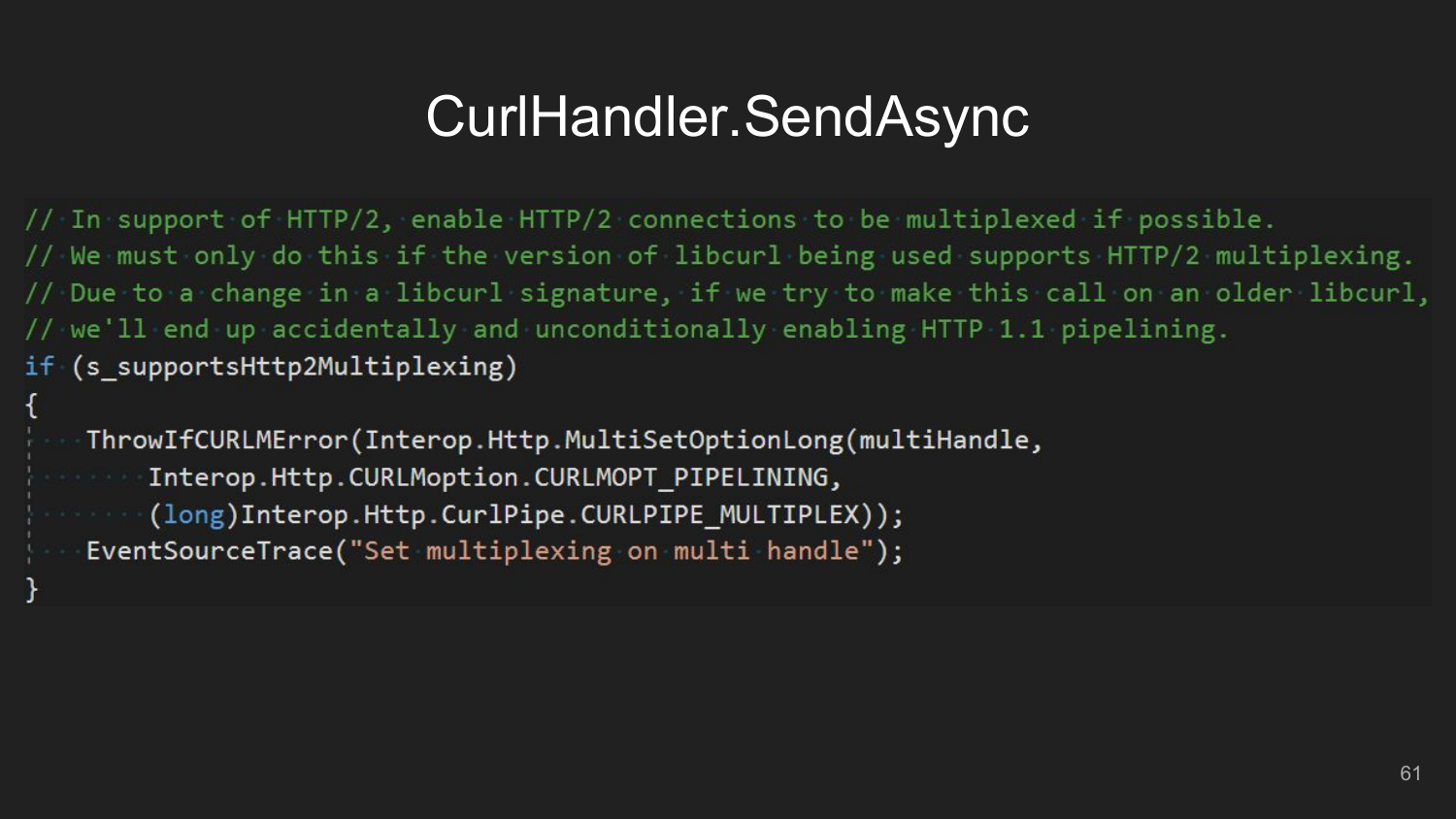# CurlHandler.SendAsync

```
// In support of HTTP/2, enable HTTP/2 connections to be multiplexed if possible.
// We must only do this if the version of libcurl being used supports HTTP/2 multiplexing.
// Due to a change in a libcurl signature, if we try to make this call on an older libcurl,
// we'll end up accidentally and unconditionally enabling HTTP 1.1 pipelining.
if (s_supportsHttp2Multiplexing)
{
    ThrowIfCURLMError(Interop.Http.MultiSetOptionLong(multiHandle,
        Interop.Http.CURLMoption.CURLMOPT_PIPELINING,
        (long)Interop.Http.CurlPipe.CURLPIPE_MULTIPLEX));
    EventSourceTrace("Set multiplexing on multi handle");
}
```